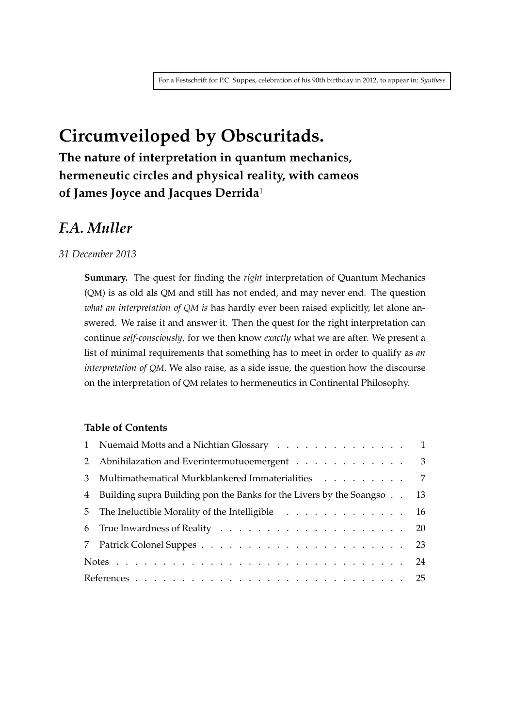For a Festschrift for P.C. Suppes, celebration of his 90th birthday in 2012, to appear in: *Synthese*

# Circumveiloped by Obscuritads.

## The nature of interpretation in quantum mechanics, hermeneutic circles and physical reality, with cameos of James Joyce and Jacques Derrida[1]

## *F.A. Muller*

*31 December 2013*

**Summary.** The quest for finding the *right* interpretation of Quantum Mechanics (QM) is as old als QM and still has not ended, and may never end. The question *what an interpretation of QM is* has hardly ever been raised explicitly, let alone answered. We raise it and answer it. Then the quest for the right interpretation can continue *self-consciously*, for we then know *exactly* what we are after. We present a list of minimal requirements that something has to meet in order to qualify as *an interpretation of QM*. We also raise, as a side issue, the question how the discourse on the interpretation of QM relates to hermeneutics in Continental Philosophy.

**Table of Contents**

| | | |
|---|---|---|
| 1 | Nuemaid Motts and a Nichtian Glossary | 1 |
| 2 | Abnihilazation and Everintermutuoemergent | 3 |
| 3 | Multimathematical Murkblankered Immaterialities | 7 |
| 4 | Building supra Building pon the Banks for the Livers by the Soangso | 13 |
| 5 | The Ineluctible Morality of the Intelligible | 16 |
| 6 | True Inwardness of Reality | 20 |
| 7 | Patrick Colonel Suppes | 23 |
| | Notes | 24 |
| | References | 25 |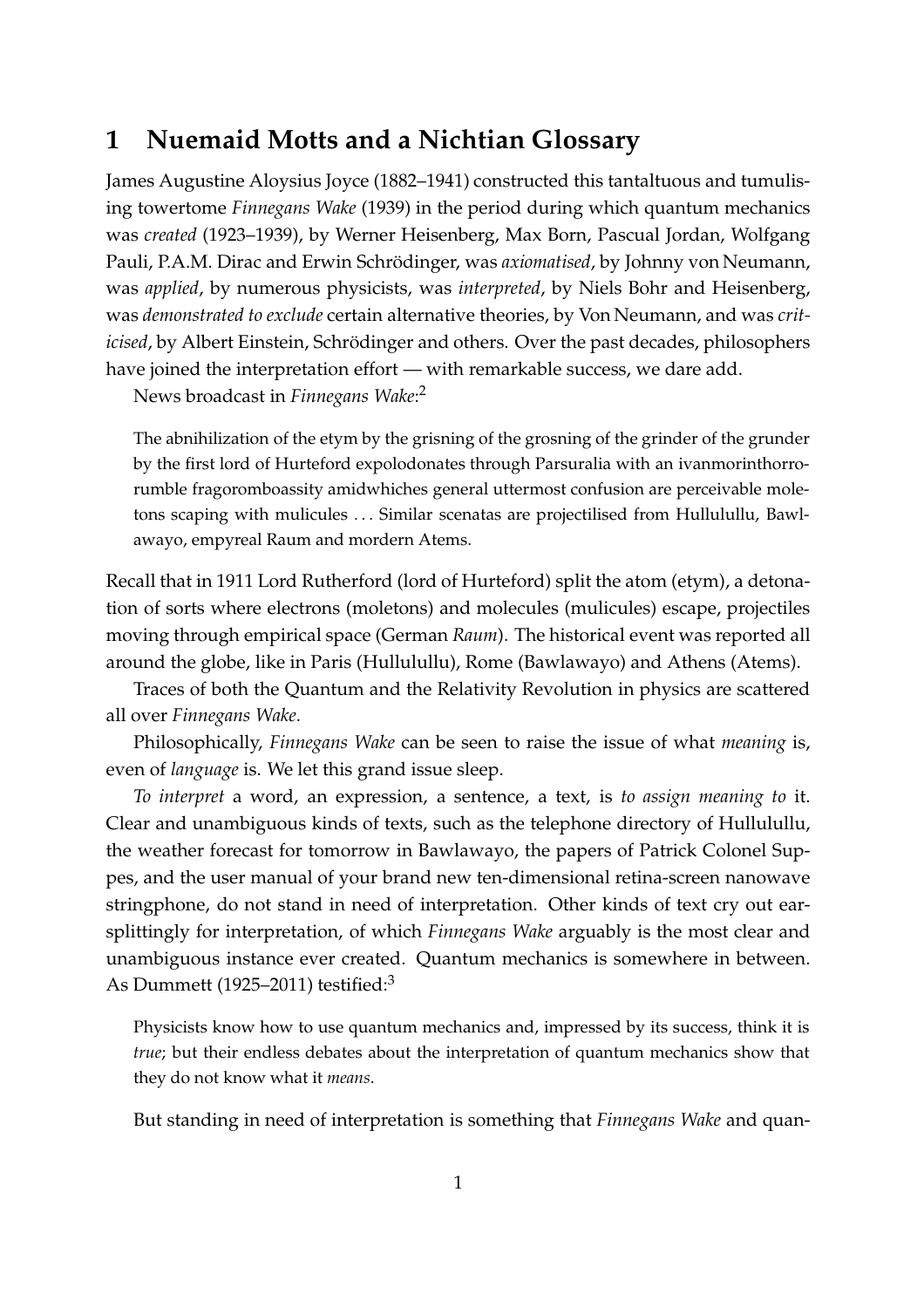## 1 Nuemaid Motts and a Nichtian Glossary

James Augustine Aloysius Joyce (1882–1941) constructed this tantaltuous and tumulising towertome *Finnegans Wake* (1939) in the period during which quantum mechanics was *created* (1923–1939), by Werner Heisenberg, Max Born, Pascual Jordan, Wolfgang Pauli, P.A.M. Dirac and Erwin Schrödinger, was *axiomatised*, by Johnny von Neumann, was *applied*, by numerous physicists, was *interpreted*, by Niels Bohr and Heisenberg, was *demonstrated to exclude* certain alternative theories, by Von Neumann, and was *criticised*, by Albert Einstein, Schrödinger and others. Over the past decades, philosophers have joined the interpretation effort — with remarkable success, we dare add.

News broadcast in *Finnegans Wake*:[2]

> The abnihilization of the etym by the grisning of the grosning of the grinder of the grunder by the first lord of Hurteford expolodonates through Parsuralia with an ivanmorinthorrorumble fragoromboassity amidwhiches general uttermost confusion are perceivable moletons scaping with mulicules ... Similar scenatas are projectilised from Hullulullu, Bawlawayo, empyreal Raum and mordern Atems.

Recall that in 1911 Lord Rutherford (lord of Hurteford) split the atom (etym), a detonation of sorts where electrons (moletons) and molecules (mulicules) escape, projectiles moving through empirical space (German *Raum*). The historical event was reported all around the globe, like in Paris (Hullulullu), Rome (Bawlawayo) and Athens (Atems).

Traces of both the Quantum and the Relativity Revolution in physics are scattered all over *Finnegans Wake*.

Philosophically, *Finnegans Wake* can be seen to raise the issue of what *meaning* is, even of *language* is. We let this grand issue sleep.

*To interpret* a word, an expression, a sentence, a text, is *to assign meaning to* it. Clear and unambiguous kinds of texts, such as the telephone directory of Hullulullu, the weather forecast for tomorrow in Bawlawayo, the papers of Patrick Colonel Suppes, and the user manual of your brand new ten-dimensional retina-screen nanowave stringphone, do not stand in need of interpretation. Other kinds of text cry out earsplittingly for interpretation, of which *Finnegans Wake* arguably is the most clear and unambiguous instance ever created. Quantum mechanics is somewhere in between. As Dummett (1925–2011) testified:[3]

> Physicists know how to use quantum mechanics and, impressed by its success, think it is *true*; but their endless debates about the interpretation of quantum mechanics show that they do not know what it *means*.

But standing in need of interpretation is something that *Finnegans Wake* and quan-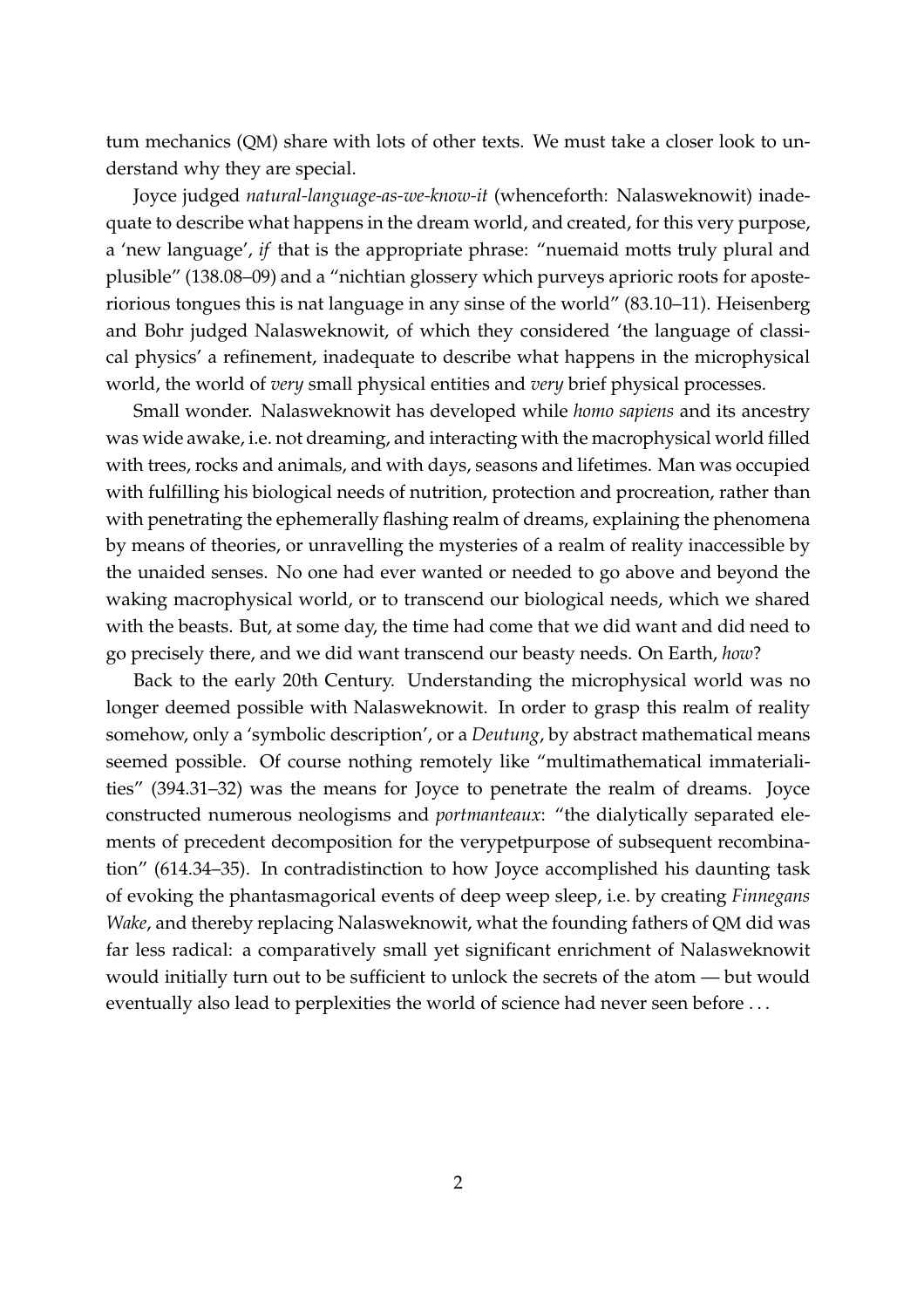tum mechanics (QM) share with lots of other texts. We must take a closer look to understand why they are special.

Joyce judged *natural-language-as-we-know-it* (whenceforth: Nalasweknowit) inadequate to describe what happens in the dream world, and created, for this very purpose, a 'new language', *if* that is the appropriate phrase: "nuemaid motts truly plural and plusible" (138.08–09) and a "nichtian glossery which purveys aprioric roots for aposteriorious tongues this is nat language in any sinse of the world" (83.10–11). Heisenberg and Bohr judged Nalasweknowit, of which they considered 'the language of classical physics' a refinement, inadequate to describe what happens in the microphysical world, the world of *very* small physical entities and *very* brief physical processes.

Small wonder. Nalasweknowit has developed while *homo sapiens* and its ancestry was wide awake, i.e. not dreaming, and interacting with the macrophysical world filled with trees, rocks and animals, and with days, seasons and lifetimes. Man was occupied with fulfilling his biological needs of nutrition, protection and procreation, rather than with penetrating the ephemerally flashing realm of dreams, explaining the phenomena by means of theories, or unravelling the mysteries of a realm of reality inaccessible by the unaided senses. No one had ever wanted or needed to go above and beyond the waking macrophysical world, or to transcend our biological needs, which we shared with the beasts. But, at some day, the time had come that we did want and did need to go precisely there, and we did want transcend our beasty needs. On Earth, *how*?

Back to the early 20th Century. Understanding the microphysical world was no longer deemed possible with Nalasweknowit. In order to grasp this realm of reality somehow, only a 'symbolic description', or a *Deutung*, by abstract mathematical means seemed possible. Of course nothing remotely like "multimathematical immaterialities" (394.31–32) was the means for Joyce to penetrate the realm of dreams. Joyce constructed numerous neologisms and *portmanteaux*: "the dialytically separated elements of precedent decomposition for the verypetpurpose of subsequent recombination" (614.34–35). In contradistinction to how Joyce accomplished his daunting task of evoking the phantasmagorical events of deep weep sleep, i.e. by creating *Finnegans Wake*, and thereby replacing Nalasweknowit, what the founding fathers of QM did was far less radical: a comparatively small yet significant enrichment of Nalasweknowit would initially turn out to be sufficient to unlock the secrets of the atom — but would eventually also lead to perplexities the world of science had never seen before . . .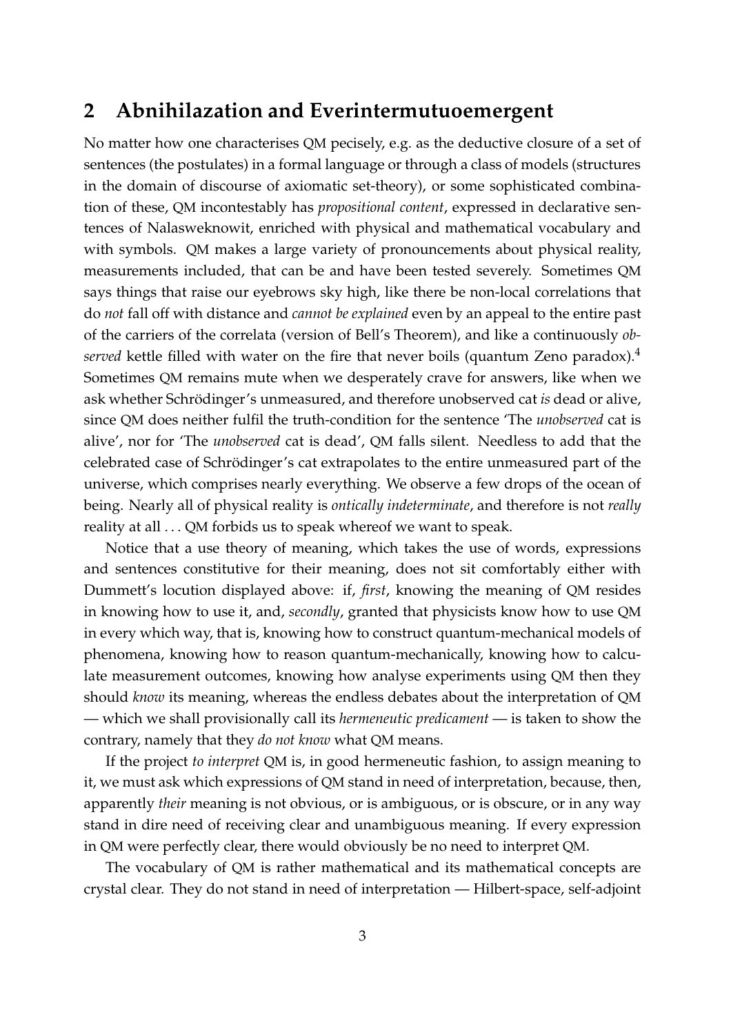## 2 Abnihilazation and Everintermutuoemergent

No matter how one characterises QM pecisely, e.g. as the deductive closure of a set of sentences (the postulates) in a formal language or through a class of models (structures in the domain of discourse of axiomatic set-theory), or some sophisticated combination of these, QM incontestably has *propositional content*, expressed in declarative sentences of Nalasweknowit, enriched with physical and mathematical vocabulary and with symbols. QM makes a large variety of pronouncements about physical reality, measurements included, that can be and have been tested severely. Sometimes QM says things that raise our eyebrows sky high, like there be non-local correlations that do *not* fall off with distance and *cannot be explained* even by an appeal to the entire past of the carriers of the correlata (version of Bell's Theorem), and like a continuously *observed* kettle filled with water on the fire that never boils (quantum Zeno paradox).[4] Sometimes QM remains mute when we desperately crave for answers, like when we ask whether Schrödinger's unmeasured, and therefore unobserved cat *is* dead or alive, since QM does neither fulfil the truth-condition for the sentence 'The *unobserved* cat is alive', nor for 'The *unobserved* cat is dead', QM falls silent. Needless to add that the celebrated case of Schrödinger's cat extrapolates to the entire unmeasured part of the universe, which comprises nearly everything. We observe a few drops of the ocean of being. Nearly all of physical reality is *ontically indeterminate*, and therefore is not *really* reality at all . . . QM forbids us to speak whereof we want to speak.

Notice that a use theory of meaning, which takes the use of words, expressions and sentences constitutive for their meaning, does not sit comfortably either with Dummett's locution displayed above: if, *first*, knowing the meaning of QM resides in knowing how to use it, and, *secondly*, granted that physicists know how to use QM in every which way, that is, knowing how to construct quantum-mechanical models of phenomena, knowing how to reason quantum-mechanically, knowing how to calculate measurement outcomes, knowing how analyse experiments using QM then they should *know* its meaning, whereas the endless debates about the interpretation of QM — which we shall provisionally call its *hermeneutic predicament* — is taken to show the contrary, namely that they *do not know* what QM means.

If the project *to interpret* QM is, in good hermeneutic fashion, to assign meaning to it, we must ask which expressions of QM stand in need of interpretation, because, then, apparently *their* meaning is not obvious, or is ambiguous, or is obscure, or in any way stand in dire need of receiving clear and unambiguous meaning. If every expression in QM were perfectly clear, there would obviously be no need to interpret QM.

The vocabulary of QM is rather mathematical and its mathematical concepts are crystal clear. They do not stand in need of interpretation — Hilbert-space, self-adjoint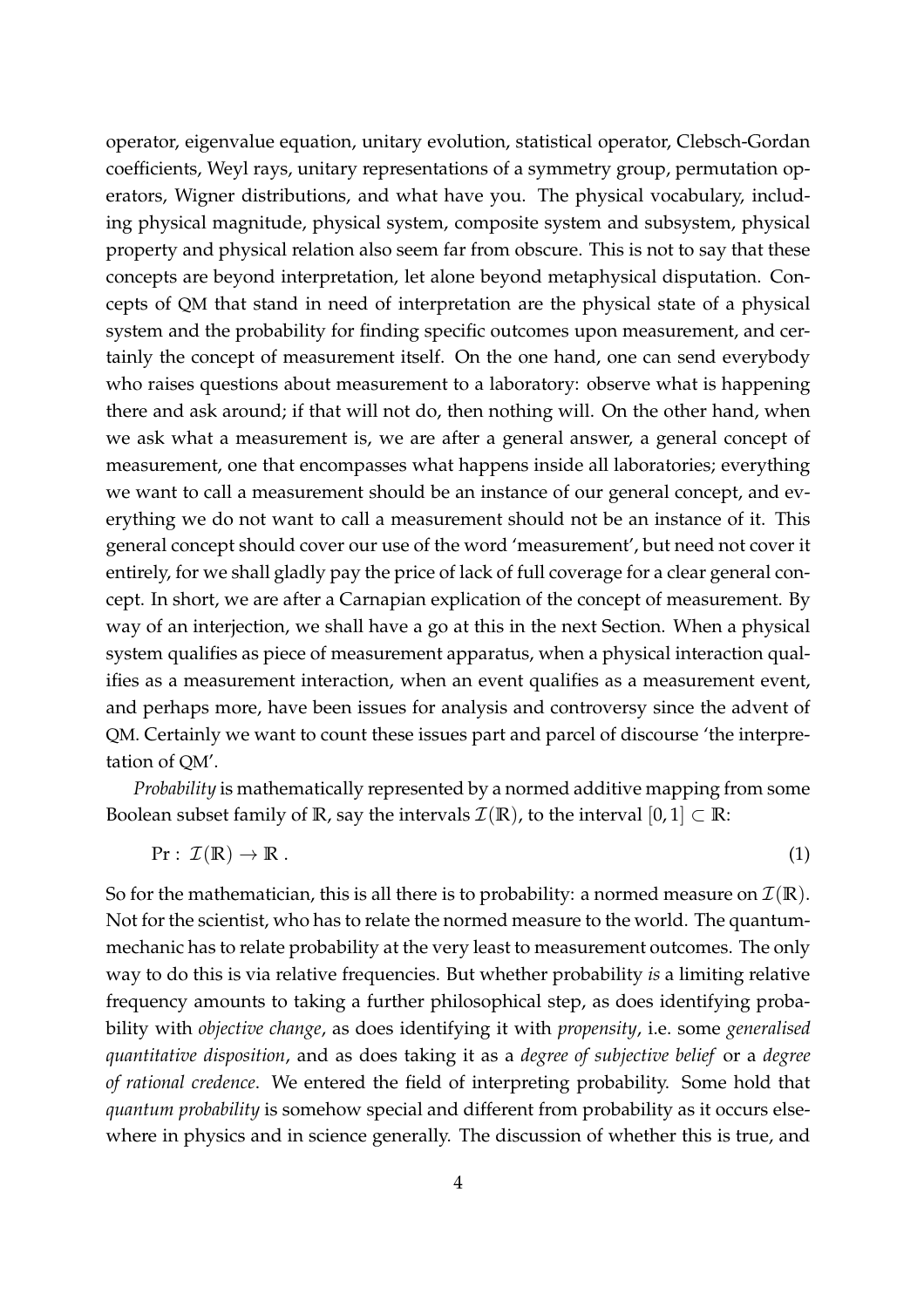operator, eigenvalue equation, unitary evolution, statistical operator, Clebsch-Gordan coefficients, Weyl rays, unitary representations of a symmetry group, permutation operators, Wigner distributions, and what have you. The physical vocabulary, including physical magnitude, physical system, composite system and subsystem, physical property and physical relation also seem far from obscure. This is not to say that these concepts are beyond interpretation, let alone beyond metaphysical disputation. Concepts of QM that stand in need of interpretation are the physical state of a physical system and the probability for finding specific outcomes upon measurement, and certainly the concept of measurement itself. On the one hand, one can send everybody who raises questions about measurement to a laboratory: observe what is happening there and ask around; if that will not do, then nothing will. On the other hand, when we ask what a measurement is, we are after a general answer, a general concept of measurement, one that encompasses what happens inside all laboratories; everything we want to call a measurement should be an instance of our general concept, and everything we do not want to call a measurement should not be an instance of it. This general concept should cover our use of the word 'measurement', but need not cover it entirely, for we shall gladly pay the price of lack of full coverage for a clear general concept. In short, we are after a Carnapian explication of the concept of measurement. By way of an interjection, we shall have a go at this in the next Section. When a physical system qualifies as piece of measurement apparatus, when a physical interaction qualifies as a measurement interaction, when an event qualifies as a measurement event, and perhaps more, have been issues for analysis and controversy since the advent of QM. Certainly we want to count these issues part and parcel of discourse 'the interpretation of QM'.

*Probability* is mathematically represented by a normed additive mapping from some Boolean subset family of $\mathbb{R}$, say the intervals $\mathcal{I}(\mathbb{R})$, to the interval $[0,1] \subset \mathbb{R}$:

$$\mathrm{Pr}:\ \mathcal{I}(\mathbb{R}) \to \mathbb{R}\,. \tag{1}$$

So for the mathematician, this is all there is to probability: a normed measure on $\mathcal{I}(\mathbb{R})$. Not for the scientist, who has to relate the normed measure to the world. The quantum-mechanic has to relate probability at the very least to measurement outcomes. The only way to do this is via relative frequencies. But whether probability *is* a limiting relative frequency amounts to taking a further philosophical step, as does identifying probability with *objective change*, as does identifying it with *propensity*, i.e. some *generalised quantitative disposition*, and as does taking it as a *degree of subjective belief* or a *degree of rational credence*. We entered the field of interpreting probability. Some hold that *quantum probability* is somehow special and different from probability as it occurs elsewhere in physics and in science generally. The discussion of whether this is true, and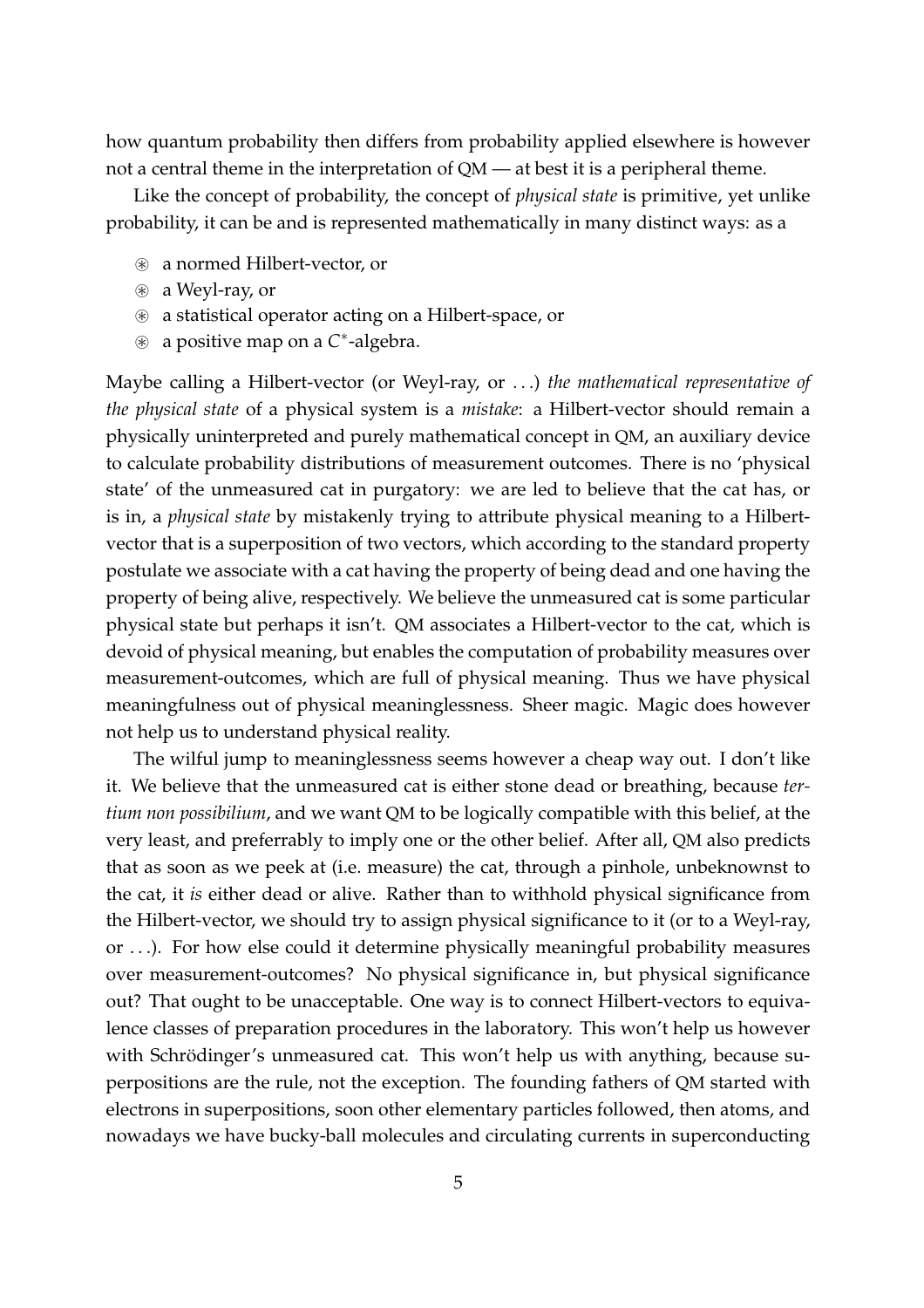how quantum probability then differs from probability applied elsewhere is however not a central theme in the interpretation of QM — at best it is a peripheral theme.

Like the concept of probability, the concept of *physical state* is primitive, yet unlike probability, it can be and is represented mathematically in many distinct ways: as a

- a normed Hilbert-vector, or
- a Weyl-ray, or
- a statistical operator acting on a Hilbert-space, or
- a positive map on a $C^*$-algebra.

Maybe calling a Hilbert-vector (or Weyl-ray, or ...) *the mathematical representative of the physical state* of a physical system is a *mistake*: a Hilbert-vector should remain a physically uninterpreted and purely mathematical concept in QM, an auxiliary device to calculate probability distributions of measurement outcomes. There is no 'physical state' of the unmeasured cat in purgatory: we are led to believe that the cat has, or is in, a *physical state* by mistakenly trying to attribute physical meaning to a Hilbert-vector that is a superposition of two vectors, which according to the standard property postulate we associate with a cat having the property of being dead and one having the property of being alive, respectively. We believe the unmeasured cat is some particular physical state but perhaps it isn't. QM associates a Hilbert-vector to the cat, which is devoid of physical meaning, but enables the computation of probability measures over measurement-outcomes, which are full of physical meaning. Thus we have physical meaningfulness out of physical meaninglessness. Sheer magic. Magic does however not help us to understand physical reality.

The wilful jump to meaninglessness seems however a cheap way out. I don't like it. We believe that the unmeasured cat is either stone dead or breathing, because *tertium non possibilium*, and we want QM to be logically compatible with this belief, at the very least, and preferrably to imply one or the other belief. After all, QM also predicts that as soon as we peek at (i.e. measure) the cat, through a pinhole, unbeknownst to the cat, it *is* either dead or alive. Rather than to withhold physical significance from the Hilbert-vector, we should try to assign physical significance to it (or to a Weyl-ray, or ...). For how else could it determine physically meaningful probability measures over measurement-outcomes? No physical significance in, but physical significance out? That ought to be unacceptable. One way is to connect Hilbert-vectors to equivalence classes of preparation procedures in the laboratory. This won't help us however with Schrödinger's unmeasured cat. This won't help us with anything, because superpositions are the rule, not the exception. The founding fathers of QM started with electrons in superpositions, soon other elementary particles followed, then atoms, and nowadays we have bucky-ball molecules and circulating currents in superconducting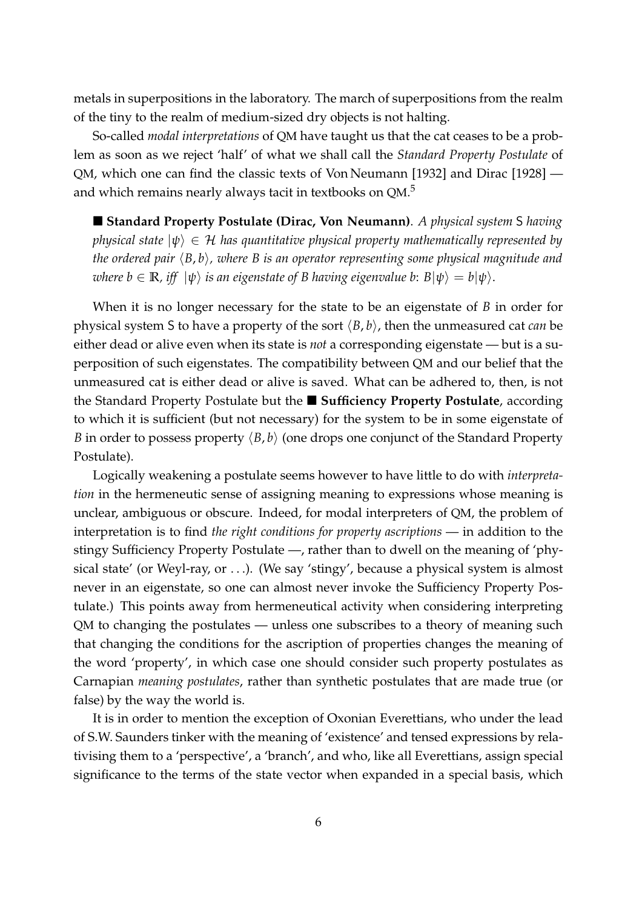metals in superpositions in the laboratory. The march of superpositions from the realm of the tiny to the realm of medium-sized dry objects is not halting.

So-called *modal interpretations* of QM have taught us that the cat ceases to be a problem as soon as we reject 'half' of what we shall call the *Standard Property Postulate* of QM, which one can find the classic texts of Von Neumann [1932] and Dirac [1928] — and which remains nearly always tacit in textbooks on QM.[5]

> ■ **Standard Property Postulate (Dirac, Von Neumann)**. *A physical system* S *having physical state* $|\psi\rangle \in \mathcal{H}$ *has quantitative physical property mathematically represented by the ordered pair* $\langle B, b\rangle$*, where* $B$ *is an operator representing some physical magnitude and where* $b \in \mathbb{R}$*, iff* $|\psi\rangle$ *is an eigenstate of* $B$ *having eigenvalue* $b$: $B|\psi\rangle = b|\psi\rangle$.

When it is no longer necessary for the state to be an eigenstate of $B$ in order for physical system S to have a property of the sort $\langle B, b\rangle$, then the unmeasured cat *can* be either dead or alive even when its state is *not* a corresponding eigenstate — but is a superposition of such eigenstates. The compatibility between QM and our belief that the unmeasured cat is either dead or alive is saved. What can be adhered to, then, is not the Standard Property Postulate but the ■ **Sufficiency Property Postulate**, according to which it is sufficient (but not necessary) for the system to be in some eigenstate of $B$ in order to possess property $\langle B, b\rangle$ (one drops one conjunct of the Standard Property Postulate).

Logically weakening a postulate seems however to have little to do with *interpretation* in the hermeneutic sense of assigning meaning to expressions whose meaning is unclear, ambiguous or obscure. Indeed, for modal interpreters of QM, the problem of interpretation is to find *the right conditions for property ascriptions* — in addition to the stingy Sufficiency Property Postulate —, rather than to dwell on the meaning of 'physical state' (or Weyl-ray, or ...). (We say 'stingy', because a physical system is almost never in an eigenstate, so one can almost never invoke the Sufficiency Property Postulate.) This points away from hermeneutical activity when considering interpreting QM to changing the postulates — unless one subscribes to a theory of meaning such that changing the conditions for the ascription of properties changes the meaning of the word 'property', in which case one should consider such property postulates as Carnapian *meaning postulates*, rather than synthetic postulates that are made true (or false) by the way the world is.

It is in order to mention the exception of Oxonian Everettians, who under the lead of S.W. Saunders tinker with the meaning of 'existence' and tensed expressions by relativising them to a 'perspective', a 'branch', and who, like all Everettians, assign special significance to the terms of the state vector when expanded in a special basis, which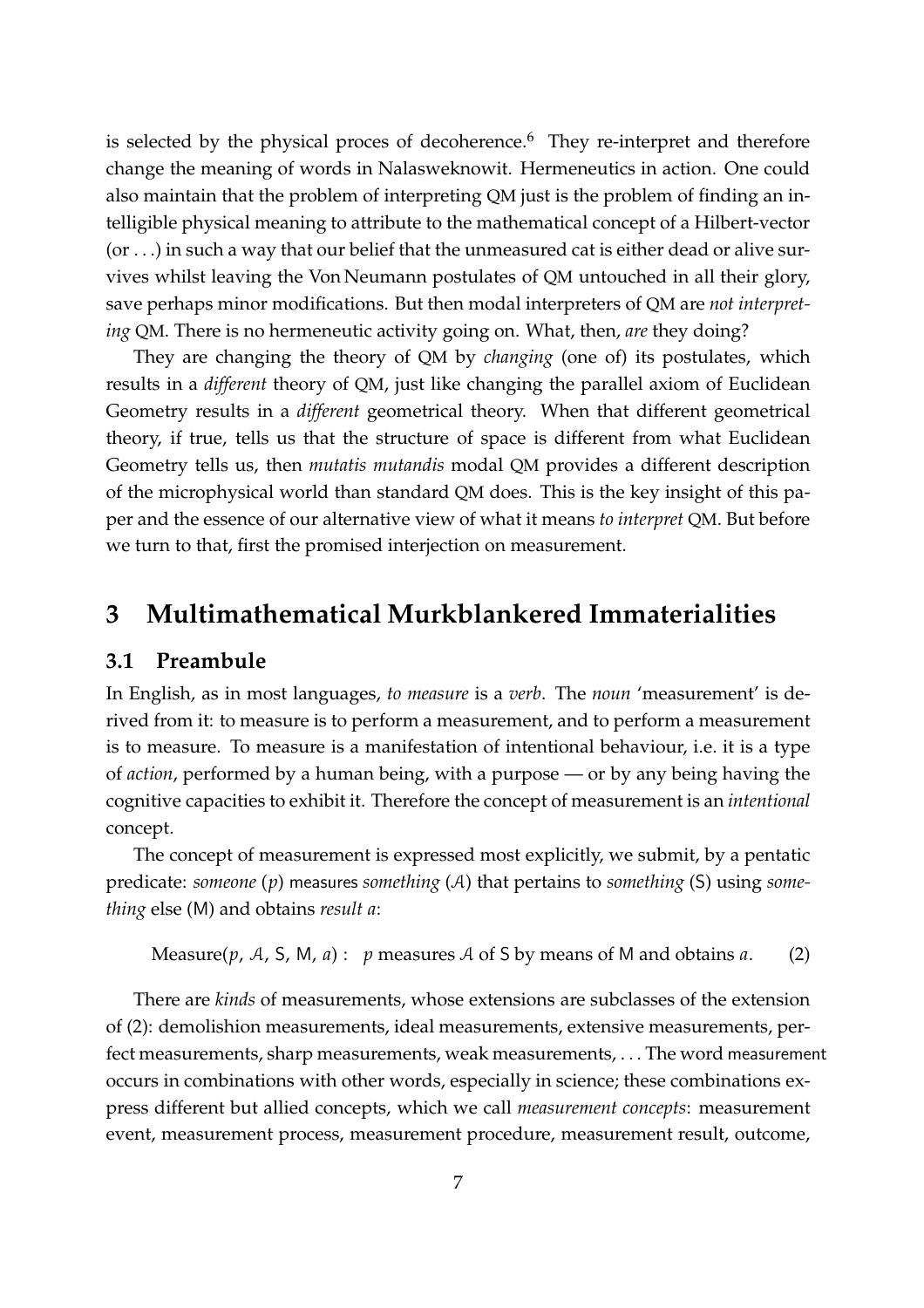is selected by the physical proces of decoherence.[6] They re-interpret and therefore change the meaning of words in Nalasweknowit. Hermeneutics in action. One could also maintain that the problem of interpreting QM just is the problem of finding an intelligible physical meaning to attribute to the mathematical concept of a Hilbert-vector (or . . .) in such a way that our belief that the unmeasured cat is either dead or alive survives whilst leaving the Von Neumann postulates of QM untouched in all their glory, save perhaps minor modifications. But then modal interpreters of QM are *not interpreting* QM. There is no hermeneutic activity going on. What, then, *are* they doing?

They are changing the theory of QM by *changing* (one of) its postulates, which results in a *different* theory of QM, just like changing the parallel axiom of Euclidean Geometry results in a *different* geometrical theory. When that different geometrical theory, if true, tells us that the structure of space is different from what Euclidean Geometry tells us, then *mutatis mutandis* modal QM provides a different description of the microphysical world than standard QM does. This is the key insight of this paper and the essence of our alternative view of what it means *to interpret* QM. But before we turn to that, first the promised interjection on measurement.

# 3 Multimathematical Murkblankered Immaterialities

## 3.1 Preambule

In English, as in most languages, *to measure* is a *verb*. The *noun* 'measurement' is derived from it: to measure is to perform a measurement, and to perform a measurement is to measure. To measure is a manifestation of intentional behaviour, i.e. it is a type of *action*, performed by a human being, with a purpose — or by any being having the cognitive capacities to exhibit it. Therefore the concept of measurement is an *intentional* concept.

The concept of measurement is expressed most explicitly, we submit, by a pentatic predicate: *someone* ($p$) measures *something* ($\mathcal{A}$) that pertains to *something* ($\mathsf{S}$) using *something* else ($\mathsf{M}$) and obtains *result* $a$:

$$\text{Measure}(p,\, \mathcal{A},\, \mathsf{S},\, \mathsf{M},\, a): \quad p \text{ measures } \mathcal{A} \text{ of } \mathsf{S} \text{ by means of } \mathsf{M} \text{ and obtains } a. \tag{2}$$

There are *kinds* of measurements, whose extensions are subclasses of the extension of (2): demolishion measurements, ideal measurements, extensive measurements, perfect measurements, sharp measurements, weak measurements, . . . The word measurement occurs in combinations with other words, especially in science; these combinations express different but allied concepts, which we call *measurement concepts*: measurement event, measurement process, measurement procedure, measurement result, outcome,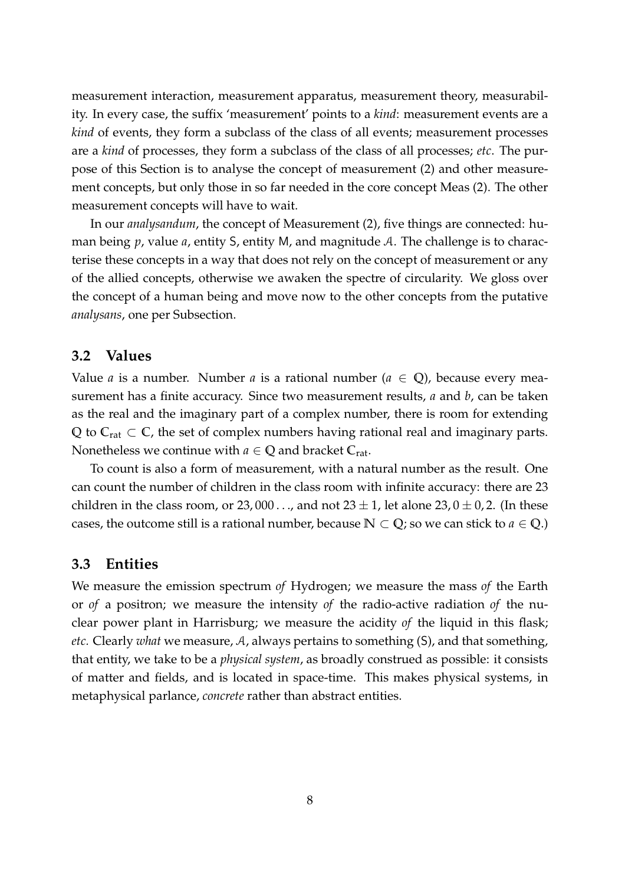measurement interaction, measurement apparatus, measurement theory, measurability. In every case, the suffix 'measurement' points to a *kind*: measurement events are a *kind* of events, they form a subclass of the class of all events; measurement processes are a *kind* of processes, they form a subclass of the class of all processes; *etc*. The purpose of this Section is to analyse the concept of measurement (2) and other measurement concepts, but only those in so far needed in the core concept Meas (2). The other measurement concepts will have to wait.

In our *analysandum*, the concept of Measurement (2), five things are connected: human being $p$, value $a$, entity $\mathsf{S}$, entity $\mathsf{M}$, and magnitude $\mathcal{A}$. The challenge is to characterise these concepts in a way that does not rely on the concept of measurement or any of the allied concepts, otherwise we awaken the spectre of circularity. We gloss over the concept of a human being and move now to the other concepts from the putative *analysans*, one per Subsection.

### 3.2 Values

Value $a$ is a number. Number $a$ is a rational number ($a \in \mathbb{Q}$), because every measurement has a finite accuracy. Since two measurement results, $a$ and $b$, can be taken as the real and the imaginary part of a complex number, there is room for extending $\mathbb{Q}$ to $\mathbb{C}_{\text{rat}} \subset \mathbb{C}$, the set of complex numbers having rational real and imaginary parts. Nonetheless we continue with $a \in \mathbb{Q}$ and bracket $\mathbb{C}_{\text{rat}}$.

To count is also a form of measurement, with a natural number as the result. One can count the number of children in the class room with infinite accuracy: there are 23 children in the class room, or $23,000\ldots$, and not $23 \pm 1$, let alone $23,0 \pm 0,2$. (In these cases, the outcome still is a rational number, because $\mathbb{N} \subset \mathbb{Q}$; so we can stick to $a \in \mathbb{Q}$.)

### 3.3 Entities

We measure the emission spectrum *of* Hydrogen; we measure the mass *of* the Earth or *of* a positron; we measure the intensity *of* the radio-active radiation *of* the nuclear power plant in Harrisburg; we measure the acidity *of* the liquid in this flask; *etc.* Clearly *what* we measure, $\mathcal{A}$, always pertains to something ($\mathsf{S}$), and that something, that entity, we take to be a *physical system*, as broadly construed as possible: it consists of matter and fields, and is located in space-time. This makes physical systems, in metaphysical parlance, *concrete* rather than abstract entities.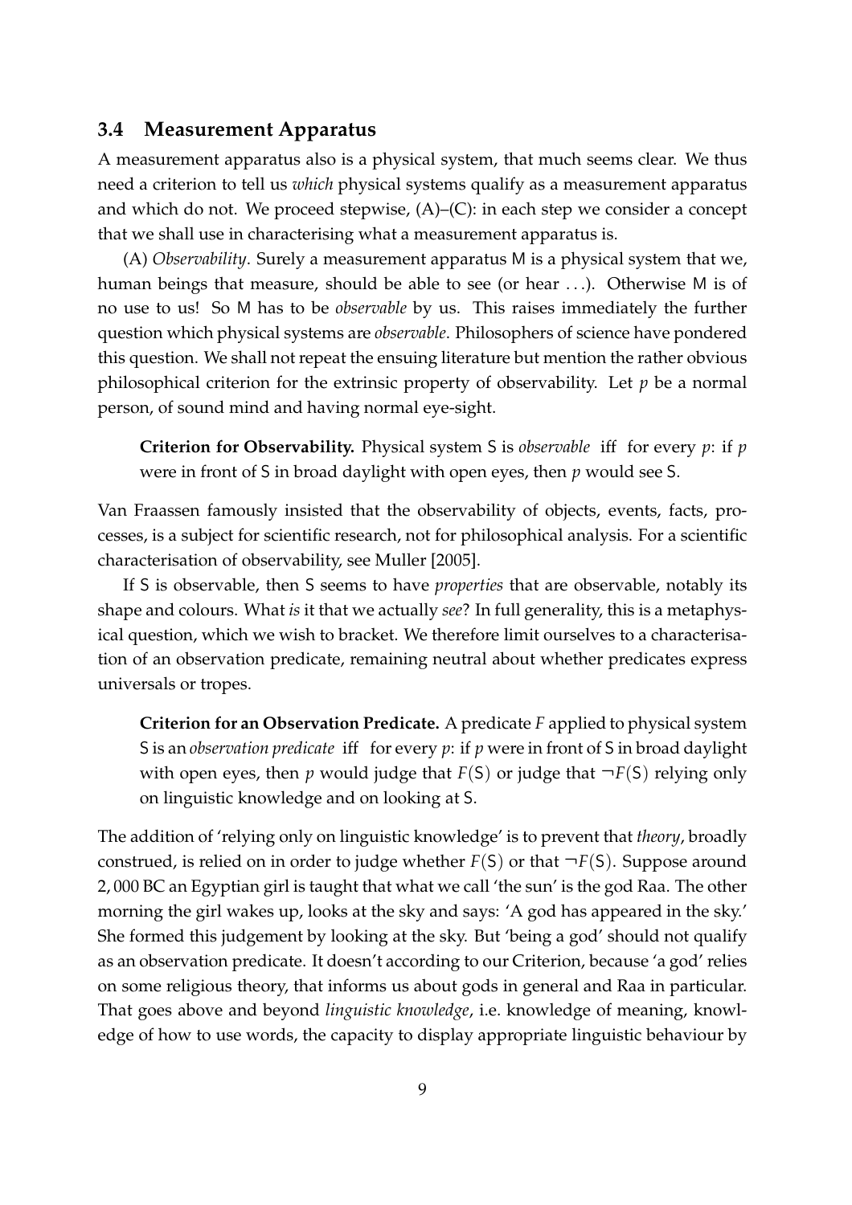### 3.4 Measurement Apparatus

A measurement apparatus also is a physical system, that much seems clear. We thus need a criterion to tell us *which* physical systems qualify as a measurement apparatus and which do not. We proceed stepwise, (A)–(C): in each step we consider a concept that we shall use in characterising what a measurement apparatus is.

(A) *Observability*. Surely a measurement apparatus M is a physical system that we, human beings that measure, should be able to see (or hear . . .). Otherwise M is of no use to us! So M has to be *observable* by us. This raises immediately the further question which physical systems are *observable*. Philosophers of science have pondered this question. We shall not repeat the ensuing literature but mention the rather obvious philosophical criterion for the extrinsic property of observability. Let $p$ be a normal person, of sound mind and having normal eye-sight.

> **Criterion for Observability.** Physical system S is *observable* iff for every $p$: if $p$ were in front of S in broad daylight with open eyes, then $p$ would see S.

Van Fraassen famously insisted that the observability of objects, events, facts, processes, is a subject for scientific research, not for philosophical analysis. For a scientific characterisation of observability, see Muller [2005].

If S is observable, then S seems to have *properties* that are observable, notably its shape and colours. What *is* it that we actually *see*? In full generality, this is a metaphysical question, which we wish to bracket. We therefore limit ourselves to a characterisation of an observation predicate, remaining neutral about whether predicates express universals or tropes.

> **Criterion for an Observation Predicate.** A predicate $F$ applied to physical system S is an *observation predicate* iff for every $p$: if $p$ were in front of S in broad daylight with open eyes, then $p$ would judge that $F(\mathsf{S})$ or judge that $\neg F(\mathsf{S})$ relying only on linguistic knowledge and on looking at S.

The addition of 'relying only on linguistic knowledge' is to prevent that *theory*, broadly construed, is relied on in order to judge whether $F(\mathsf{S})$ or that $\neg F(\mathsf{S})$. Suppose around 2,000 BC an Egyptian girl is taught that what we call 'the sun' is the god Raa. The other morning the girl wakes up, looks at the sky and says: 'A god has appeared in the sky.' She formed this judgement by looking at the sky. But 'being a god' should not qualify as an observation predicate. It doesn't according to our Criterion, because 'a god' relies on some religious theory, that informs us about gods in general and Raa in particular. That goes above and beyond *linguistic knowledge*, i.e. knowledge of meaning, knowledge of how to use words, the capacity to display appropriate linguistic behaviour by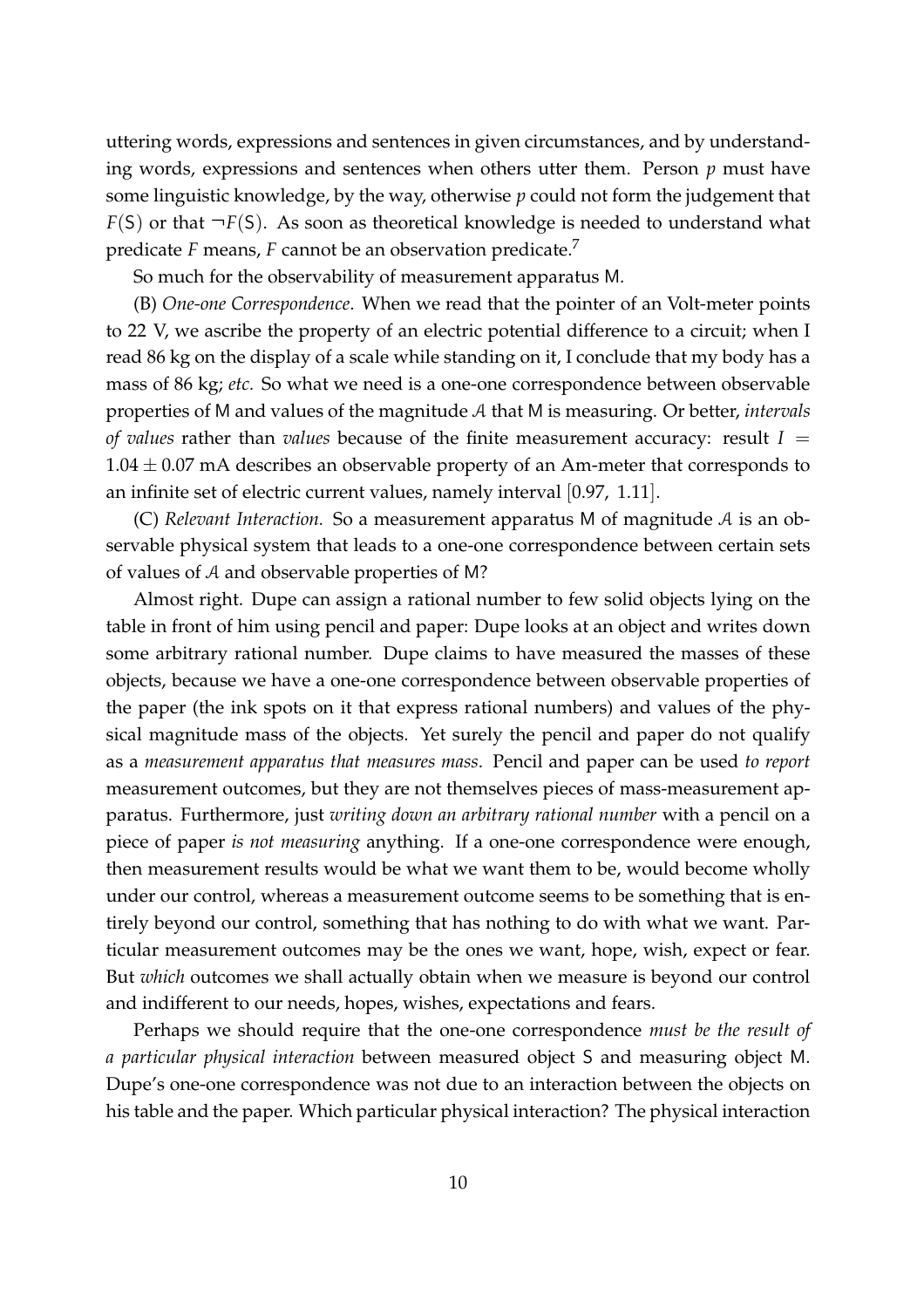uttering words, expressions and sentences in given circumstances, and by understanding words, expressions and sentences when others utter them. Person $p$ must have some linguistic knowledge, by the way, otherwise $p$ could not form the judgement that $F(\mathsf{S})$ or that $\neg F(\mathsf{S})$. As soon as theoretical knowledge is needed to understand what predicate $F$ means, $F$ cannot be an observation predicate.[7]

So much for the observability of measurement apparatus M.

(B) *One-one Correspondence*. When we read that the pointer of an Volt-meter points to 22 V, we ascribe the property of an electric potential difference to a circuit; when I read 86 kg on the display of a scale while standing on it, I conclude that my body has a mass of 86 kg; *etc.* So what we need is a one-one correspondence between observable properties of M and values of the magnitude $\mathcal{A}$ that M is measuring. Or better, *intervals of values* rather than *values* because of the finite measurement accuracy: result $I = 1.04 \pm 0.07$ mA describes an observable property of an Am-meter that corresponds to an infinite set of electric current values, namely interval $[0.97,\ 1.11]$.

(C) *Relevant Interaction.* So a measurement apparatus M of magnitude $\mathcal{A}$ is an observable physical system that leads to a one-one correspondence between certain sets of values of $\mathcal{A}$ and observable properties of M?

Almost right. Dupe can assign a rational number to few solid objects lying on the table in front of him using pencil and paper: Dupe looks at an object and writes down some arbitrary rational number. Dupe claims to have measured the masses of these objects, because we have a one-one correspondence between observable properties of the paper (the ink spots on it that express rational numbers) and values of the physical magnitude mass of the objects. Yet surely the pencil and paper do not qualify as a *measurement apparatus that measures mass*. Pencil and paper can be used *to report* measurement outcomes, but they are not themselves pieces of mass-measurement apparatus. Furthermore, just *writing down an arbitrary rational number* with a pencil on a piece of paper *is not measuring* anything. If a one-one correspondence were enough, then measurement results would be what we want them to be, would become wholly under our control, whereas a measurement outcome seems to be something that is entirely beyond our control, something that has nothing to do with what we want. Particular measurement outcomes may be the ones we want, hope, wish, expect or fear. But *which* outcomes we shall actually obtain when we measure is beyond our control and indifferent to our needs, hopes, wishes, expectations and fears.

Perhaps we should require that the one-one correspondence *must be the result of a particular physical interaction* between measured object S and measuring object M. Dupe's one-one correspondence was not due to an interaction between the objects on his table and the paper. Which particular physical interaction? The physical interaction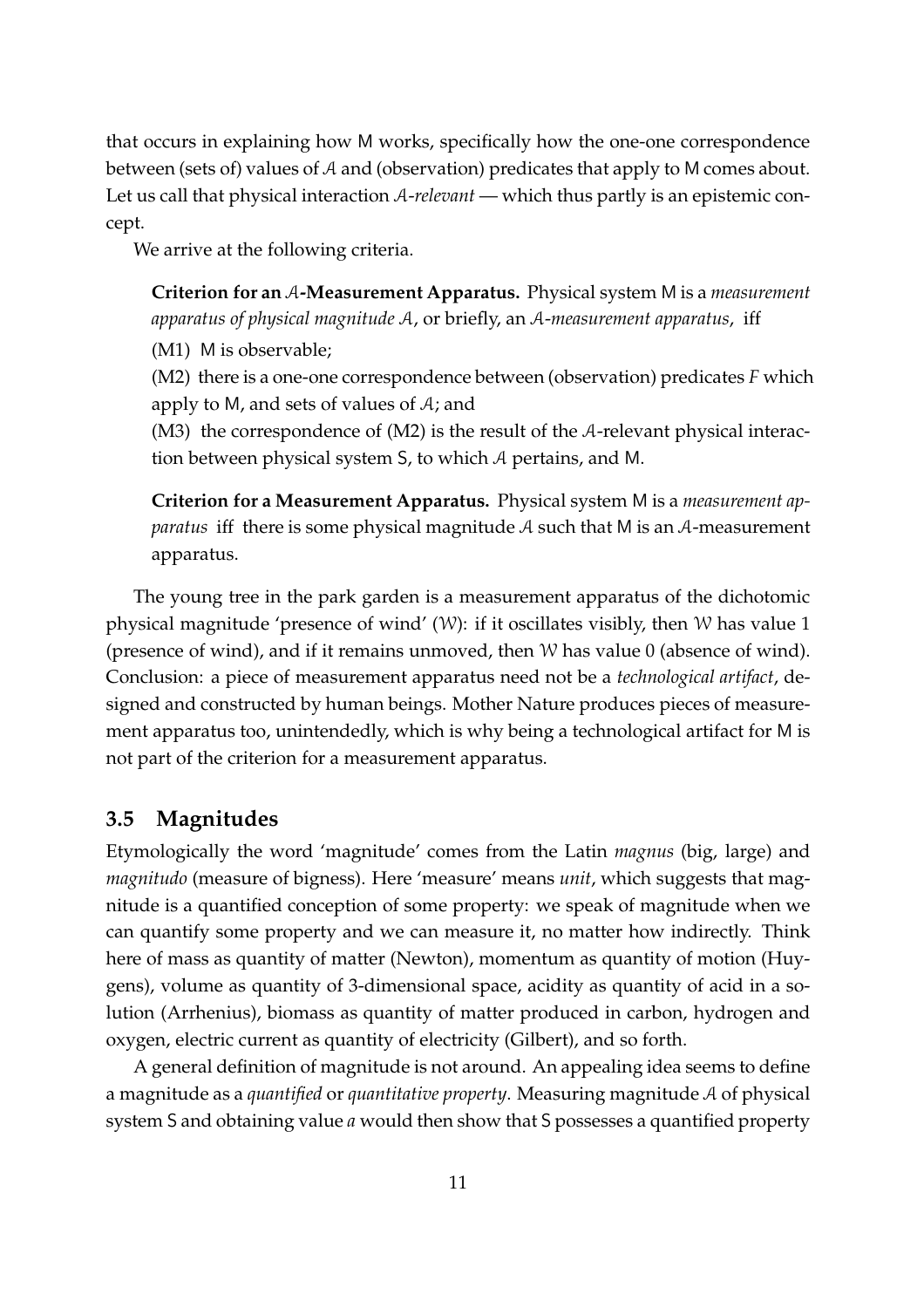that occurs in explaining how M works, specifically how the one-one correspondence between (sets of) values of $\mathcal{A}$ and (observation) predicates that apply to M comes about. Let us call that physical interaction $\mathcal{A}$*-relevant* — which thus partly is an epistemic concept.

We arrive at the following criteria.

> **Criterion for an $\mathcal{A}$-Measurement Apparatus.** Physical system M is a *measurement apparatus of physical magnitude* $\mathcal{A}$, or briefly, an $\mathcal{A}$*-measurement apparatus*, iff
>
> (M1) M is observable;
>
> (M2) there is a one-one correspondence between (observation) predicates $F$ which apply to M, and sets of values of $\mathcal{A}$; and
>
> (M3) the correspondence of (M2) is the result of the $\mathcal{A}$-relevant physical interaction between physical system S, to which $\mathcal{A}$ pertains, and M.

> **Criterion for a Measurement Apparatus.** Physical system M is a *measurement apparatus* iff there is some physical magnitude $\mathcal{A}$ such that M is an $\mathcal{A}$-measurement apparatus.

The young tree in the park garden is a measurement apparatus of the dichotomic physical magnitude 'presence of wind' ($\mathcal{W}$): if it oscillates visibly, then $\mathcal{W}$ has value 1 (presence of wind), and if it remains unmoved, then $\mathcal{W}$ has value 0 (absence of wind). Conclusion: a piece of measurement apparatus need not be a *technological artifact*, designed and constructed by human beings. Mother Nature produces pieces of measurement apparatus too, unintendedly, which is why being a technological artifact for M is not part of the criterion for a measurement apparatus.

## 3.5 Magnitudes

Etymologically the word 'magnitude' comes from the Latin *magnus* (big, large) and *magnitudo* (measure of bigness). Here 'measure' means *unit*, which suggests that magnitude is a quantified conception of some property: we speak of magnitude when we can quantify some property and we can measure it, no matter how indirectly. Think here of mass as quantity of matter (Newton), momentum as quantity of motion (Huygens), volume as quantity of 3-dimensional space, acidity as quantity of acid in a solution (Arrhenius), biomass as quantity of matter produced in carbon, hydrogen and oxygen, electric current as quantity of electricity (Gilbert), and so forth.

A general definition of magnitude is not around. An appealing idea seems to define a magnitude as a *quantified* or *quantitative property*. Measuring magnitude $\mathcal{A}$ of physical system S and obtaining value $a$ would then show that S possesses a quantified property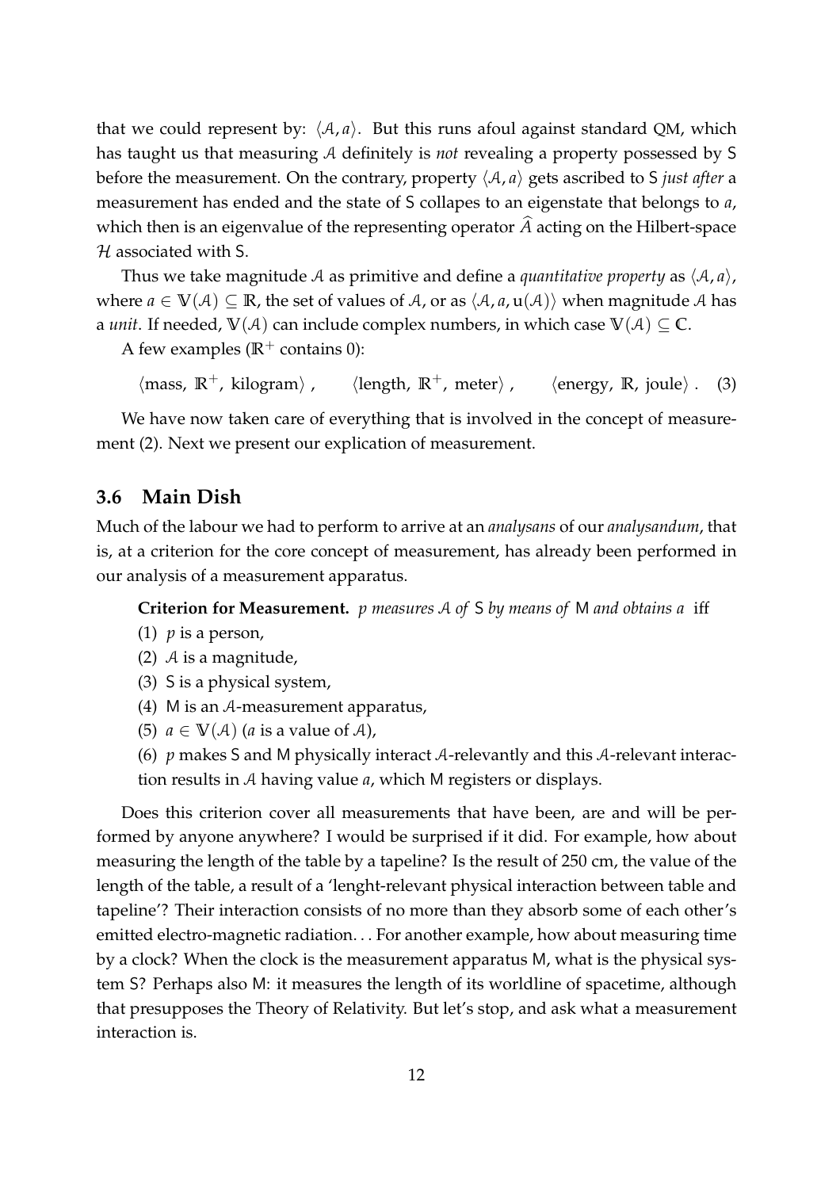that we could represent by: $\langle \mathcal{A}, a \rangle$. But this runs afoul against standard QM, which has taught us that measuring $\mathcal{A}$ definitely is *not* revealing a property possessed by S before the measurement. On the contrary, property $\langle \mathcal{A}, a \rangle$ gets ascribed to S *just after* a measurement has ended and the state of S collapes to an eigenstate that belongs to $a$, which then is an eigenvalue of the representing operator $\widehat{A}$ acting on the Hilbert-space $\mathcal{H}$ associated with S.

Thus we take magnitude $\mathcal{A}$ as primitive and define a *quantitative property* as $\langle \mathcal{A}, a \rangle$, where $a \in \mathbb{V}(\mathcal{A}) \subseteq \mathbb{R}$, the set of values of $\mathcal{A}$, or as $\langle \mathcal{A}, a, \mathrm{u}(\mathcal{A}) \rangle$ when magnitude $\mathcal{A}$ has a *unit*. If needed, $\mathbb{V}(\mathcal{A})$ can include complex numbers, in which case $\mathbb{V}(\mathcal{A}) \subseteq \mathbb{C}$.

A few examples ($\mathbb{R}^+$ contains 0):

$$\langle \text{mass}, \ \mathbb{R}^+, \ \text{kilogram} \rangle , \qquad \langle \text{length}, \ \mathbb{R}^+, \ \text{meter} \rangle , \qquad \langle \text{energy}, \ \mathbb{R}, \ \text{joule} \rangle . \quad (3)$$

We have now taken care of everything that is involved in the concept of measurement (2). Next we present our explication of measurement.

### 3.6 Main Dish

Much of the labour we had to perform to arrive at an *analysans* of our *analysandum*, that is, at a criterion for the core concept of measurement, has already been performed in our analysis of a measurement apparatus.

**Criterion for Measurement.** *$p$ measures $\mathcal{A}$ of* S *by means of* M *and obtains $a$* iff

(1) $p$ is a person,

(2) $\mathcal{A}$ is a magnitude,

(3) S is a physical system,

(4) M is an $\mathcal{A}$-measurement apparatus,

(5) $a \in \mathbb{V}(\mathcal{A})$ ($a$ is a value of $\mathcal{A}$),

(6) $p$ makes S and M physically interact $\mathcal{A}$-relevantly and this $\mathcal{A}$-relevant interaction results in $\mathcal{A}$ having value $a$, which M registers or displays.

Does this criterion cover all measurements that have been, are and will be performed by anyone anywhere? I would be surprised if it did. For example, how about measuring the length of the table by a tapeline? Is the result of 250 cm, the value of the length of the table, a result of a 'lenght-relevant physical interaction between table and tapeline'? Their interaction consists of no more than they absorb some of each other's emitted electro-magnetic radiation. . . For another example, how about measuring time by a clock? When the clock is the measurement apparatus M, what is the physical system S? Perhaps also M: it measures the length of its worldline of spacetime, although that presupposes the Theory of Relativity. But let's stop, and ask what a measurement interaction is.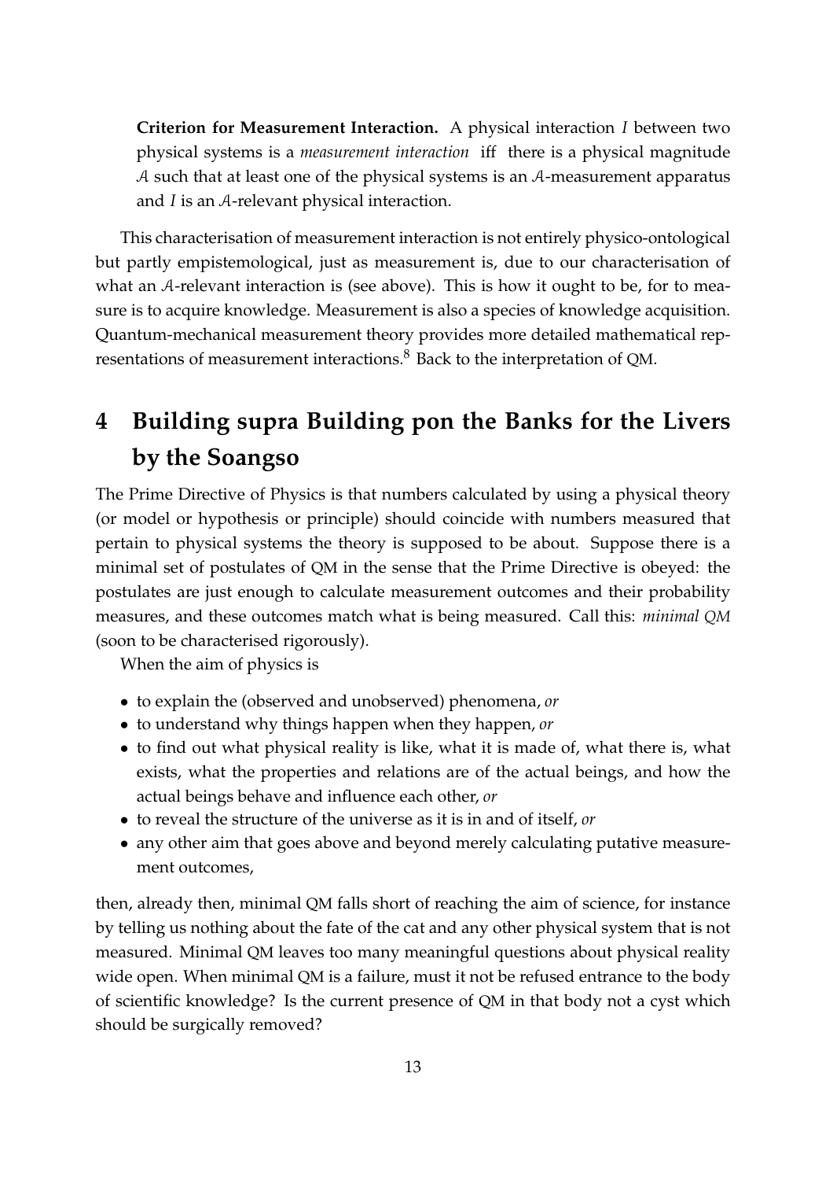**Criterion for Measurement Interaction.** A physical interaction $I$ between two physical systems is a *measurement interaction* iff there is a physical magnitude $\mathcal{A}$ such that at least one of the physical systems is an $\mathcal{A}$-measurement apparatus and $I$ is an $\mathcal{A}$-relevant physical interaction.

This characterisation of measurement interaction is not entirely physico-ontological but partly empistemological, just as measurement is, due to our characterisation of what an $\mathcal{A}$-relevant interaction is (see above). This is how it ought to be, for to measure is to acquire knowledge. Measurement is also a species of knowledge acquisition. Quantum-mechanical measurement theory provides more detailed mathematical representations of measurement interactions.[8] Back to the interpretation of QM.

# 4 Building supra Building pon the Banks for the Livers by the Soangso

The Prime Directive of Physics is that numbers calculated by using a physical theory (or model or hypothesis or principle) should coincide with numbers measured that pertain to physical systems the theory is supposed to be about. Suppose there is a minimal set of postulates of QM in the sense that the Prime Directive is obeyed: the postulates are just enough to calculate measurement outcomes and their probability measures, and these outcomes match what is being measured. Call this: *minimal QM* (soon to be characterised rigorously).

When the aim of physics is

- to explain the (observed and unobserved) phenomena, *or*
- to understand why things happen when they happen, *or*
- to find out what physical reality is like, what it is made of, what there is, what exists, what the properties and relations are of the actual beings, and how the actual beings behave and influence each other, *or*
- to reveal the structure of the universe as it is in and of itself, *or*
- any other aim that goes above and beyond merely calculating putative measurement outcomes,

then, already then, minimal QM falls short of reaching the aim of science, for instance by telling us nothing about the fate of the cat and any other physical system that is not measured. Minimal QM leaves too many meaningful questions about physical reality wide open. When minimal QM is a failure, must it not be refused entrance to the body of scientific knowledge? Is the current presence of QM in that body not a cyst which should be surgically removed?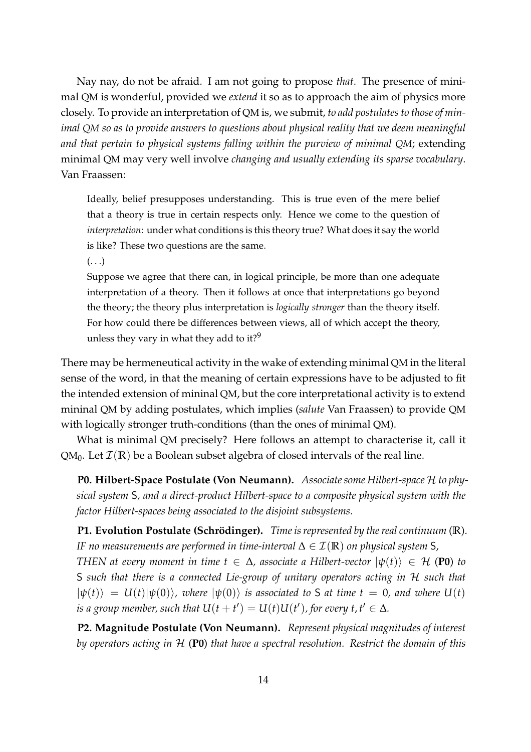Nay nay, do not be afraid. I am not going to propose *that*. The presence of minimal QM is wonderful, provided we *extend* it so as to approach the aim of physics more closely. To provide an interpretation of QM is, we submit, *to add postulates to those of minimal QM so as to provide answers to questions about physical reality that we deem meaningful and that pertain to physical systems falling within the purview of minimal QM*; extending minimal QM may very well involve *changing and usually extending its sparse vocabulary*. Van Fraassen:

> Ideally, belief presupposes understanding. This is true even of the mere belief that a theory is true in certain respects only. Hence we come to the question of *interpretation*: under what conditions is this theory true? What does it say the world is like? These two questions are the same.
>
> (...)
>
> Suppose we agree that there can, in logical principle, be more than one adequate interpretation of a theory. Then it follows at once that interpretations go beyond the theory; the theory plus interpretation is *logically stronger* than the theory itself. For how could there be differences between views, all of which accept the theory, unless they vary in what they add to it?[9]

There may be hermeneutical activity in the wake of extending minimal QM in the literal sense of the word, in that the meaning of certain expressions have to be adjusted to fit the intended extension of mininal QM, but the core interpretational activity is to extend mininal QM by adding postulates, which implies (*salute* Van Fraassen) to provide QM with logically stronger truth-conditions (than the ones of minimal QM).

What is minimal QM precisely? Here follows an attempt to characterise it, call it $\text{QM}_0$. Let $\mathcal{I}(\mathbb{R})$ be a Boolean subset algebra of closed intervals of the real line.

**P0. Hilbert-Space Postulate (Von Neumann).** *Associate some Hilbert-space $\mathcal{H}$ to physical system* S*, and a direct-product Hilbert-space to a composite physical system with the factor Hilbert-spaces being associated to the disjoint subsystems.*

**P1. Evolution Postulate (Schrödinger).** *Time is represented by the real continuum* ($\mathbb{R}$). *IF no measurements are performed in time-interval $\Delta \in \mathcal{I}(\mathbb{R})$ on physical system* S*, THEN at every moment in time $t \in \Delta$, associate a Hilbert-vector $|\psi(t)\rangle \in \mathcal{H}$* (**P0**) *to* S *such that there is a connected Lie-group of unitary operators acting in $\mathcal{H}$ such that $|\psi(t)\rangle = U(t)|\psi(0)\rangle$, where $|\psi(0)\rangle$ is associated to* S *at time $t = 0$, and where $U(t)$ is a group member, such that $U(t + t') = U(t)U(t')$, for every $t, t' \in \Delta$.*

**P2. Magnitude Postulate (Von Neumann).** *Represent physical magnitudes of interest by operators acting in $\mathcal{H}$* (**P0**) *that have a spectral resolution. Restrict the domain of this*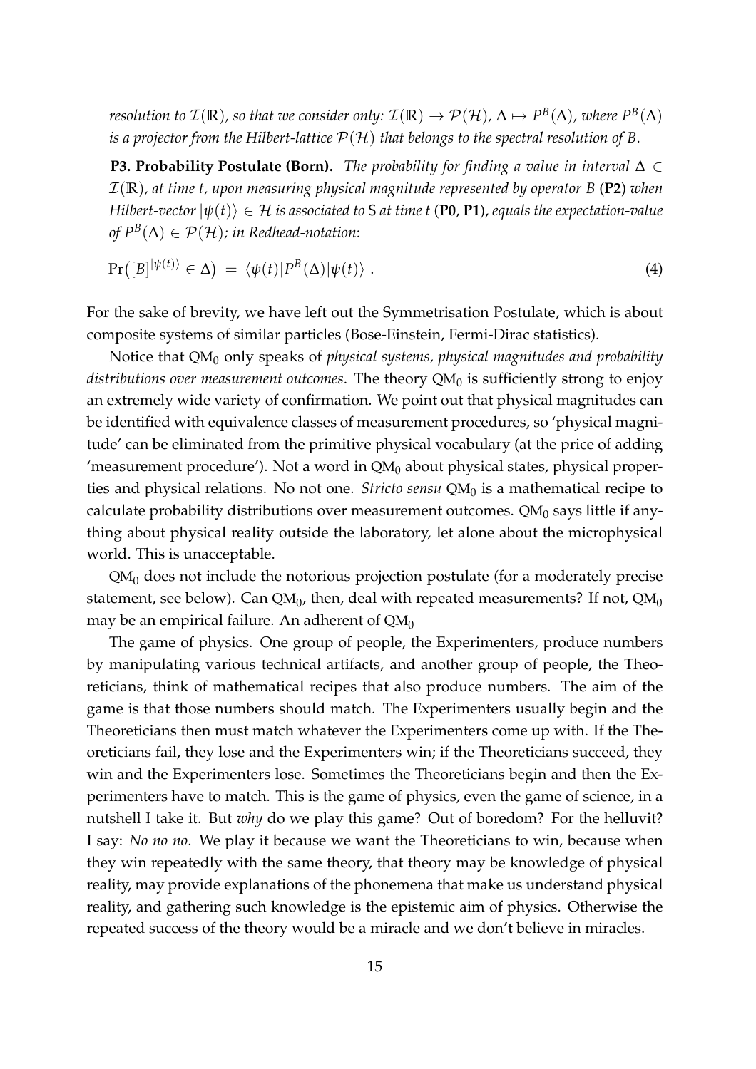*resolution to $\mathcal{I}(\mathbb{R})$, so that we consider only: $\mathcal{I}(\mathbb{R}) \to \mathcal{P}(\mathcal{H})$, $\Delta \mapsto P^B(\Delta)$, where $P^B(\Delta)$ is a projector from the Hilbert-lattice $\mathcal{P}(\mathcal{H})$ that belongs to the spectral resolution of $B$.*

**P3. Probability Postulate (Born).** *The probability for finding a value in interval $\Delta \in \mathcal{I}(\mathbb{R})$, at time $t$, upon measuring physical magnitude represented by operator $B$ (**P2**) when Hilbert-vector $|\psi(t)\rangle \in \mathcal{H}$ is associated to $\mathsf{S}$ at time $t$ (**P0**, **P1**), equals the expectation-value of $P^B(\Delta) \in \mathcal{P}(\mathcal{H})$; in Redhead-notation*:

$$\Pr\big([B]^{|\psi(t)\rangle} \in \Delta\big) \;=\; \langle\psi(t)|P^B(\Delta)|\psi(t)\rangle\ . \tag{4}$$

For the sake of brevity, we have left out the Symmetrisation Postulate, which is about composite systems of similar particles (Bose-Einstein, Fermi-Dirac statistics).

Notice that $\text{QM}_0$ only speaks of *physical systems, physical magnitudes and probability distributions over measurement outcomes*. The theory $\text{QM}_0$ is sufficiently strong to enjoy an extremely wide variety of confirmation. We point out that physical magnitudes can be identified with equivalence classes of measurement procedures, so 'physical magnitude' can be eliminated from the primitive physical vocabulary (at the price of adding 'measurement procedure'). Not a word in $\text{QM}_0$ about physical states, physical properties and physical relations. No not one. *Stricto sensu* $\text{QM}_0$ is a mathematical recipe to calculate probability distributions over measurement outcomes. $\text{QM}_0$ says little if anything about physical reality outside the laboratory, let alone about the microphysical world. This is unacceptable.

$\text{QM}_0$ does not include the notorious projection postulate (for a moderately precise statement, see below). Can $\text{QM}_0$, then, deal with repeated measurements? If not, $\text{QM}_0$ may be an empirical failure. An adherent of $\text{QM}_0$

The game of physics. One group of people, the Experimenters, produce numbers by manipulating various technical artifacts, and another group of people, the Theoreticians, think of mathematical recipes that also produce numbers. The aim of the game is that those numbers should match. The Experimenters usually begin and the Theoreticians then must match whatever the Experimenters come up with. If the Theoreticians fail, they lose and the Experimenters win; if the Theoreticians succeed, they win and the Experimenters lose. Sometimes the Theoreticians begin and then the Experimenters have to match. This is the game of physics, even the game of science, in a nutshell I take it. But *why* do we play this game? Out of boredom? For the helluvit? I say: *No no no*. We play it because we want the Theoreticians to win, because when they win repeatedly with the same theory, that theory may be knowledge of physical reality, may provide explanations of the phonemena that make us understand physical reality, and gathering such knowledge is the epistemic aim of physics. Otherwise the repeated success of the theory would be a miracle and we don't believe in miracles.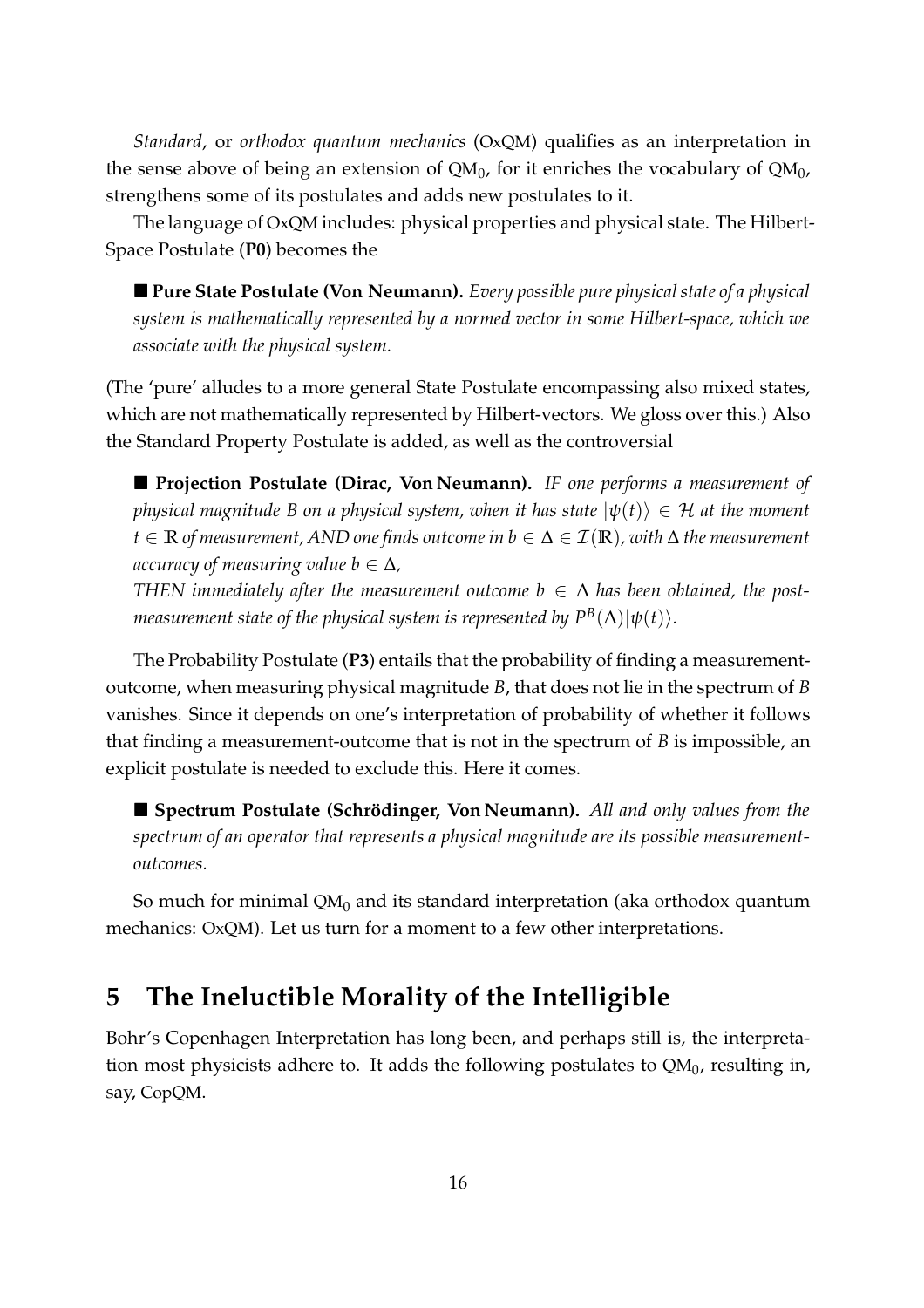*Standard*, or *orthodox quantum mechanics* (OxQM) qualifies as an interpretation in the sense above of being an extension of $QM_0$, for it enriches the vocabulary of $QM_0$, strengthens some of its postulates and adds new postulates to it.

The language of OxQM includes: physical properties and physical state. The Hilbert-Space Postulate (**P0**) becomes the

■ **Pure State Postulate (Von Neumann).** *Every possible pure physical state of a physical system is mathematically represented by a normed vector in some Hilbert-space, which we associate with the physical system.*

(The 'pure' alludes to a more general State Postulate encompassing also mixed states, which are not mathematically represented by Hilbert-vectors. We gloss over this.) Also the Standard Property Postulate is added, as well as the controversial

■ **Projection Postulate (Dirac, Von Neumann).** *IF one performs a measurement of physical magnitude $B$ on a physical system, when it has state $|\psi(t)\rangle \in \mathcal{H}$ at the moment $t \in \mathbb{R}$ of measurement, AND one finds outcome in $b \in \Delta \in \mathcal{I}(\mathbb{R})$, with $\Delta$ the measurement accuracy of measuring value $b \in \Delta$,*
*THEN immediately after the measurement outcome $b \in \Delta$ has been obtained, the post-measurement state of the physical system is represented by $P^B(\Delta)|\psi(t)\rangle$.*

The Probability Postulate (**P3**) entails that the probability of finding a measurement-outcome, when measuring physical magnitude $B$, that does not lie in the spectrum of $B$ vanishes. Since it depends on one's interpretation of probability of whether it follows that finding a measurement-outcome that is not in the spectrum of $B$ is impossible, an explicit postulate is needed to exclude this. Here it comes.

■ **Spectrum Postulate (Schrödinger, Von Neumann).** *All and only values from the spectrum of an operator that represents a physical magnitude are its possible measurement-outcomes.*

So much for minimal $QM_0$ and its standard interpretation (aka orthodox quantum mechanics: OxQM). Let us turn for a moment to a few other interpretations.

# 5 The Ineluctible Morality of the Intelligible

Bohr's Copenhagen Interpretation has long been, and perhaps still is, the interpretation most physicists adhere to. It adds the following postulates to $QM_0$, resulting in, say, CopQM.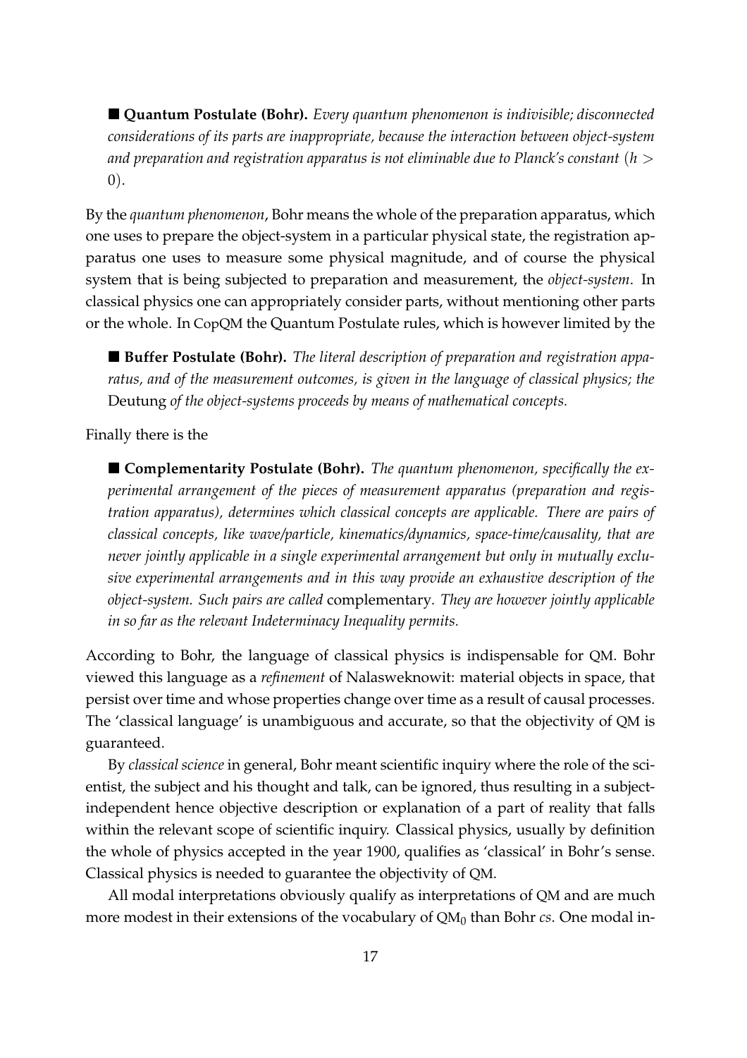■ **Quantum Postulate (Bohr).** *Every quantum phenomenon is indivisible; disconnected considerations of its parts are inappropriate, because the interaction between object-system and preparation and registration apparatus is not eliminable due to Planck's constant* ($h > 0$).

By the *quantum phenomenon*, Bohr means the whole of the preparation apparatus, which one uses to prepare the object-system in a particular physical state, the registration apparatus one uses to measure some physical magnitude, and of course the physical system that is being subjected to preparation and measurement, the *object-system*. In classical physics one can appropriately consider parts, without mentioning other parts or the whole. In CopQM the Quantum Postulate rules, which is however limited by the

■ **Buffer Postulate (Bohr).** *The literal description of preparation and registration apparatus, and of the measurement outcomes, is given in the language of classical physics; the* Deutung *of the object-systems proceeds by means of mathematical concepts.*

Finally there is the

■ **Complementarity Postulate (Bohr).** *The quantum phenomenon, specifically the experimental arrangement of the pieces of measurement apparatus (preparation and registration apparatus), determines which classical concepts are applicable. There are pairs of classical concepts, like wave/particle, kinematics/dynamics, space-time/causality, that are never jointly applicable in a single experimental arrangement but only in mutually exclusive experimental arrangements and in this way provide an exhaustive description of the object-system. Such pairs are called* complementary. *They are however jointly applicable in so far as the relevant Indeterminacy Inequality permits.*

According to Bohr, the language of classical physics is indispensable for QM. Bohr viewed this language as a *refinement* of Nalasweknowit: material objects in space, that persist over time and whose properties change over time as a result of causal processes. The 'classical language' is unambiguous and accurate, so that the objectivity of QM is guaranteed.

By *classical science* in general, Bohr meant scientific inquiry where the role of the scientist, the subject and his thought and talk, can be ignored, thus resulting in a subject-independent hence objective description or explanation of a part of reality that falls within the relevant scope of scientific inquiry. Classical physics, usually by definition the whole of physics accepted in the year 1900, qualifies as 'classical' in Bohr's sense. Classical physics is needed to guarantee the objectivity of QM.

All modal interpretations obviously qualify as interpretations of QM and are much more modest in their extensions of the vocabulary of $\text{QM}_0$ than Bohr *cs*. One modal in-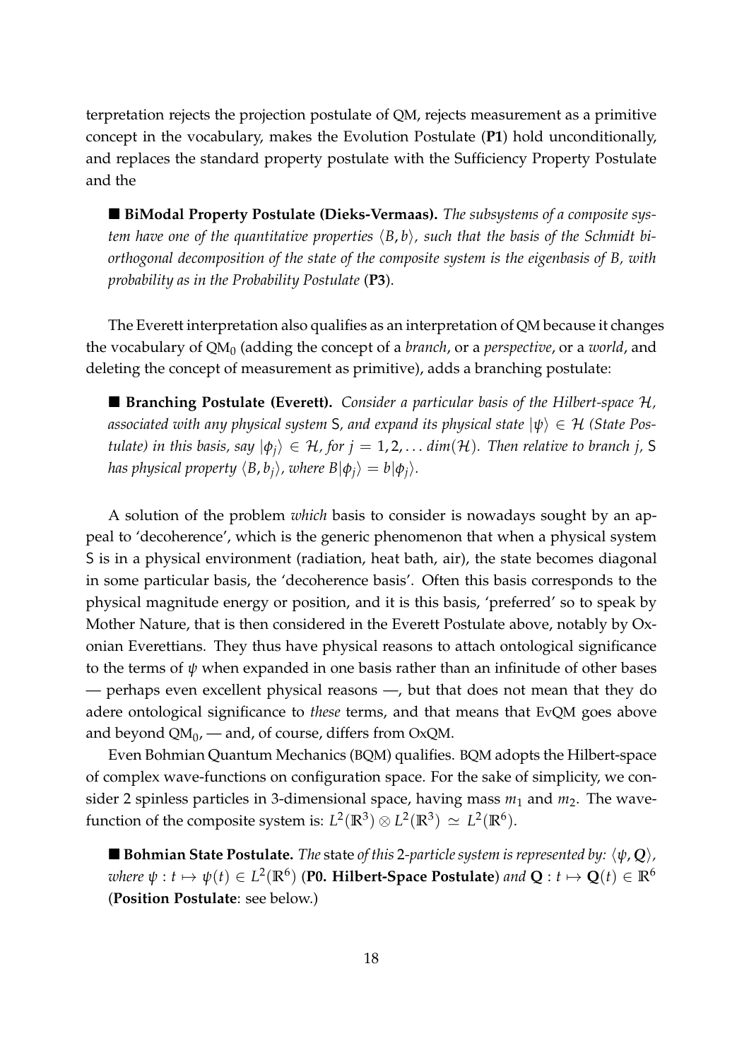terpretation rejects the projection postulate of QM, rejects measurement as a primitive concept in the vocabulary, makes the Evolution Postulate (**P1**) hold unconditionally, and replaces the standard property postulate with the Sufficiency Property Postulate and the

■ **BiModal Property Postulate (Dieks-Vermaas).** *The subsystems of a composite system have one of the quantitative properties $\langle B, b \rangle$, such that the basis of the Schmidt bi-orthogonal decomposition of the state of the composite system is the eigenbasis of $B$, with probability as in the Probability Postulate* (**P3**).

The Everett interpretation also qualifies as an interpretation of QM because it changes the vocabulary of $\text{QM}_0$ (adding the concept of a *branch*, or a *perspective*, or a *world*, and deleting the concept of measurement as primitive), adds a branching postulate:

■ **Branching Postulate (Everett).** *Consider a particular basis of the Hilbert-space $\mathcal{H}$, associated with any physical system $\mathsf{S}$, and expand its physical state $|\psi\rangle \in \mathcal{H}$ (State Postulate) in this basis, say $|\phi_j\rangle \in \mathcal{H}$, for $j = 1, 2, \ldots dim(\mathcal{H})$. Then relative to branch $j$, $\mathsf{S}$ has physical property $\langle B, b_j \rangle$, where $B|\phi_j\rangle = b|\phi_j\rangle$.*

A solution of the problem *which* basis to consider is nowadays sought by an appeal to 'decoherence', which is the generic phenomenon that when a physical system S is in a physical environment (radiation, heat bath, air), the state becomes diagonal in some particular basis, the 'decoherence basis'. Often this basis corresponds to the physical magnitude energy or position, and it is this basis, 'preferred' so to speak by Mother Nature, that is then considered in the Everett Postulate above, notably by Oxonian Everettians. They thus have physical reasons to attach ontological significance to the terms of $\psi$ when expanded in one basis rather than an infinitude of other bases — perhaps even excellent physical reasons —, but that does not mean that they do adere ontological significance to *these* terms, and that means that EvQM goes above and beyond $\text{QM}_0$, — and, of course, differs from OxQM.

Even Bohmian Quantum Mechanics (BQM) qualifies. BQM adopts the Hilbert-space of complex wave-functions on configuration space. For the sake of simplicity, we consider 2 spinless particles in 3-dimensional space, having mass $m_1$ and $m_2$. The wave-function of the composite system is: $L^2(\mathbb{R}^3) \otimes L^2(\mathbb{R}^3) \simeq L^2(\mathbb{R}^6)$.

■ **Bohmian State Postulate.** *The* state *of this 2-particle system is represented by: $\langle \psi, \mathbf{Q} \rangle$, where $\psi : t \mapsto \psi(t) \in L^2(\mathbb{R}^6)$* (**P0. Hilbert-Space Postulate**) *and $\mathbf{Q} : t \mapsto \mathbf{Q}(t) \in \mathbb{R}^6$* (**Position Postulate**: see below.)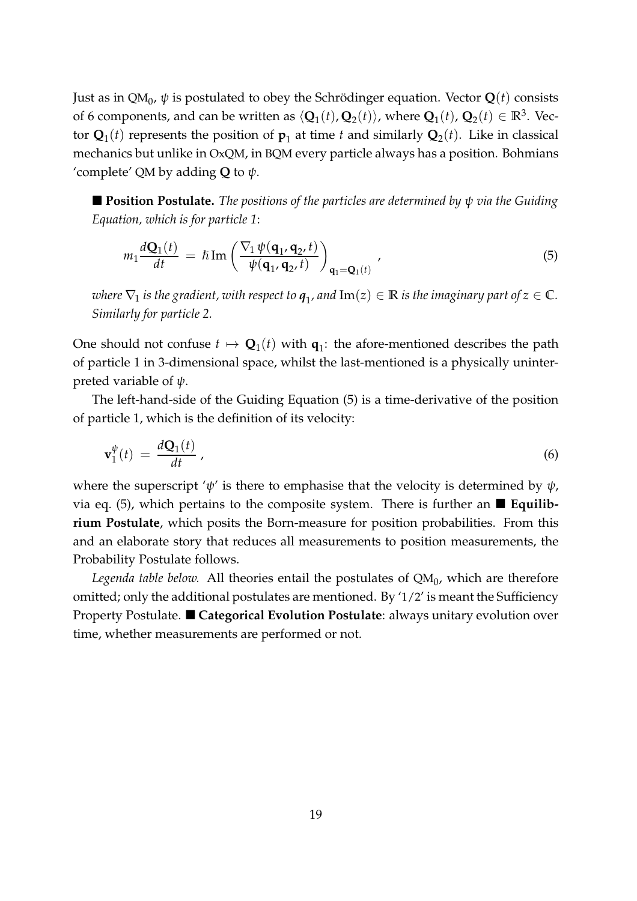Just as in QM$_0$, $\psi$ is postulated to obey the Schrödinger equation. Vector $\mathbf{Q}(t)$ consists of 6 components, and can be written as $\langle \mathbf{Q}_1(t), \mathbf{Q}_2(t) \rangle$, where $\mathbf{Q}_1(t)$, $\mathbf{Q}_2(t) \in \mathbb{R}^3$. Vector $\mathbf{Q}_1(t)$ represents the position of $\mathbf{p}_1$ at time $t$ and similarly $\mathbf{Q}_2(t)$. Like in classical mechanics but unlike in OxQM, in BQM every particle always has a position. Bohmians 'complete' QM by adding $\mathbf{Q}$ to $\psi$.

■ **Position Postulate.** *The positions of the particles are determined by $\psi$ via the Guiding Equation, which is for particle 1*:

$$m_1 \frac{d\mathbf{Q}_1(t)}{dt} \;=\; \hbar\, \mathrm{Im} \left( \frac{\nabla_1\, \psi(\mathbf{q}_1, \mathbf{q}_2, t)}{\psi(\mathbf{q}_1, \mathbf{q}_2, t)} \right)_{\mathbf{q}_1 = \mathbf{Q}_1(t)} , \tag{5}$$

*where $\nabla_1$ is the gradient, with respect to $\boldsymbol{q}_1$, and $\mathrm{Im}(z) \in \mathbb{R}$ is the imaginary part of $z \in \mathbb{C}$. Similarly for particle 2.*

One should not confuse $t \mapsto \mathbf{Q}_1(t)$ with $\mathbf{q}_1$: the afore-mentioned describes the path of particle 1 in 3-dimensional space, whilst the last-mentioned is a physically uninterpreted variable of $\psi$.

The left-hand-side of the Guiding Equation (5) is a time-derivative of the position of particle 1, which is the definition of its velocity:

$$\mathbf{v}_1^{\psi}(t) \;=\; \frac{d\mathbf{Q}_1(t)}{dt} \,, \tag{6}$$

where the superscript '$\psi$' is there to emphasise that the velocity is determined by $\psi$, via eq. (5), which pertains to the composite system. There is further an ■ **Equilibrium Postulate**, which posits the Born-measure for position probabilities. From this and an elaborate story that reduces all measurements to position measurements, the Probability Postulate follows.

*Legenda table below.* All theories entail the postulates of QM$_0$, which are therefore omitted; only the additional postulates are mentioned. By '1/2' is meant the Sufficiency Property Postulate. ■ **Categorical Evolution Postulate**: always unitary evolution over time, whether measurements are performed or not.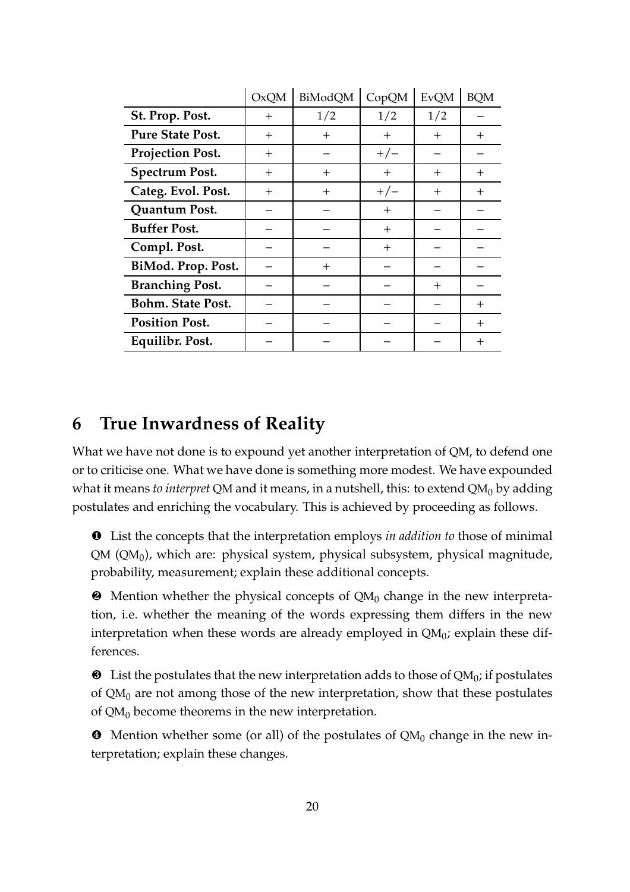| | OxQM | BiModQM | CopQM | EvQM | BQM |
|---|---|---|---|---|---|
| **St. Prop. Post.** | + | 1/2 | 1/2 | 1/2 | − |
| **Pure State Post.** | + | + | + | + | + |
| **Projection Post.** | + | − | +/− | − | − |
| **Spectrum Post.** | + | + | + | + | + |
| **Categ. Evol. Post.** | + | + | +/− | + | + |
| **Quantum Post.** | − | − | + | − | − |
| **Buffer Post.** | − | − | + | − | − |
| **Compl. Post.** | − | − | + | − | − |
| **BiMod. Prop. Post.** | − | + | − | − | − |
| **Branching Post.** | − | − | − | + | − |
| **Bohm. State Post.** | − | − | − | − | + |
| **Position Post.** | − | − | − | − | + |
| **Equilibr. Post.** | − | − | − | − | + |

# 6 True Inwardness of Reality

What we have not done is to expound yet another interpretation of QM, to defend one or to criticise one. What we have done is something more modest. We have expounded what it means *to interpret* QM and it means, in a nutshell, this: to extend $\text{QM}_0$ by adding postulates and enriching the vocabulary. This is achieved by proceeding as follows.

❶ List the concepts that the interpretation employs *in addition to* those of minimal QM ($\text{QM}_0$), which are: physical system, physical subsystem, physical magnitude, probability, measurement; explain these additional concepts.

❷ Mention whether the physical concepts of $\text{QM}_0$ change in the new interpretation, i.e. whether the meaning of the words expressing them differs in the new interpretation when these words are already employed in $\text{QM}_0$; explain these differences.

❸ List the postulates that the new interpretation adds to those of $\text{QM}_0$; if postulates of $\text{QM}_0$ are not among those of the new interpretation, show that these postulates of $\text{QM}_0$ become theorems in the new interpretation.

❹ Mention whether some (or all) of the postulates of $\text{QM}_0$ change in the new interpretation; explain these changes.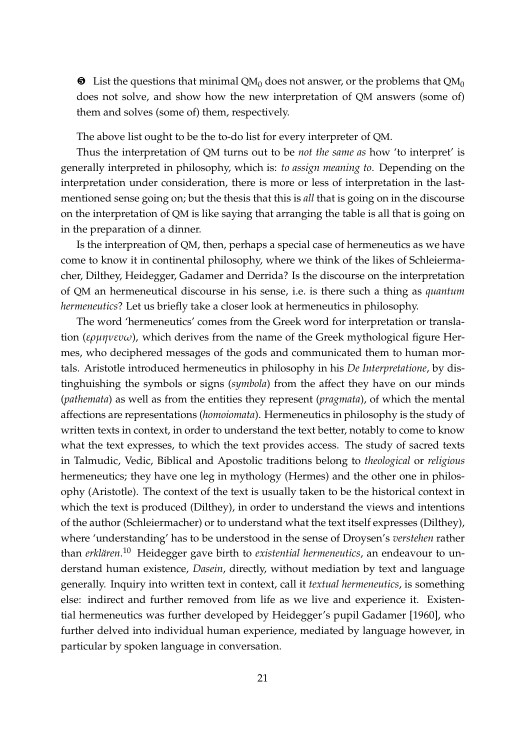❺ List the questions that minimal $QM_0$ does not answer, or the problems that $QM_0$ does not solve, and show how the new interpretation of QM answers (some of) them and solves (some of) them, respectively.

The above list ought to be the to-do list for every interpreter of QM.

Thus the interpretation of QM turns out to be *not the same as* how 'to interpret' is generally interpreted in philosophy, which is: *to assign meaning to*. Depending on the interpretation under consideration, there is more or less of interpretation in the last-mentioned sense going on; but the thesis that this is *all* that is going on in the discourse on the interpretation of QM is like saying that arranging the table is all that is going on in the preparation of a dinner.

Is the interpreation of QM, then, perhaps a special case of hermeneutics as we have come to know it in continental philosophy, where we think of the likes of Schleiermacher, Dilthey, Heidegger, Gadamer and Derrida? Is the discourse on the interpretation of QM an hermeneutical discourse in his sense, i.e. is there such a thing as *quantum hermeneutics*? Let us briefly take a closer look at hermeneutics in philosophy.

The word 'hermeneutics' comes from the Greek word for interpretation or translation (*ερμηνευω*), which derives from the name of the Greek mythological figure Hermes, who deciphered messages of the gods and communicated them to human mortals. Aristotle introduced hermeneutics in philosophy in his *De Interpretatione*, by distinghuishing the symbols or signs (*symbola*) from the affect they have on our minds (*pathemata*) as well as from the entities they represent (*pragmata*), of which the mental affections are representations (*homoiomata*). Hermeneutics in philosophy is the study of written texts in context, in order to understand the text better, notably to come to know what the text expresses, to which the text provides access. The study of sacred texts in Talmudic, Vedic, Biblical and Apostolic traditions belong to *theological* or *religious* hermeneutics; they have one leg in mythology (Hermes) and the other one in philosophy (Aristotle). The context of the text is usually taken to be the historical context in which the text is produced (Dilthey), in order to understand the views and intentions of the author (Schleiermacher) or to understand what the text itself expresses (Dilthey), where 'understanding' has to be understood in the sense of Droysen's *verstehen* rather than *erklären*.[10] Heidegger gave birth to *existential hermeneutics*, an endeavour to understand human existence, *Dasein*, directly, without mediation by text and language generally. Inquiry into written text in context, call it *textual hermeneutics*, is something else: indirect and further removed from life as we live and experience it. Existential hermeneutics was further developed by Heidegger's pupil Gadamer [1960], who further delved into individual human experience, mediated by language however, in particular by spoken language in conversation.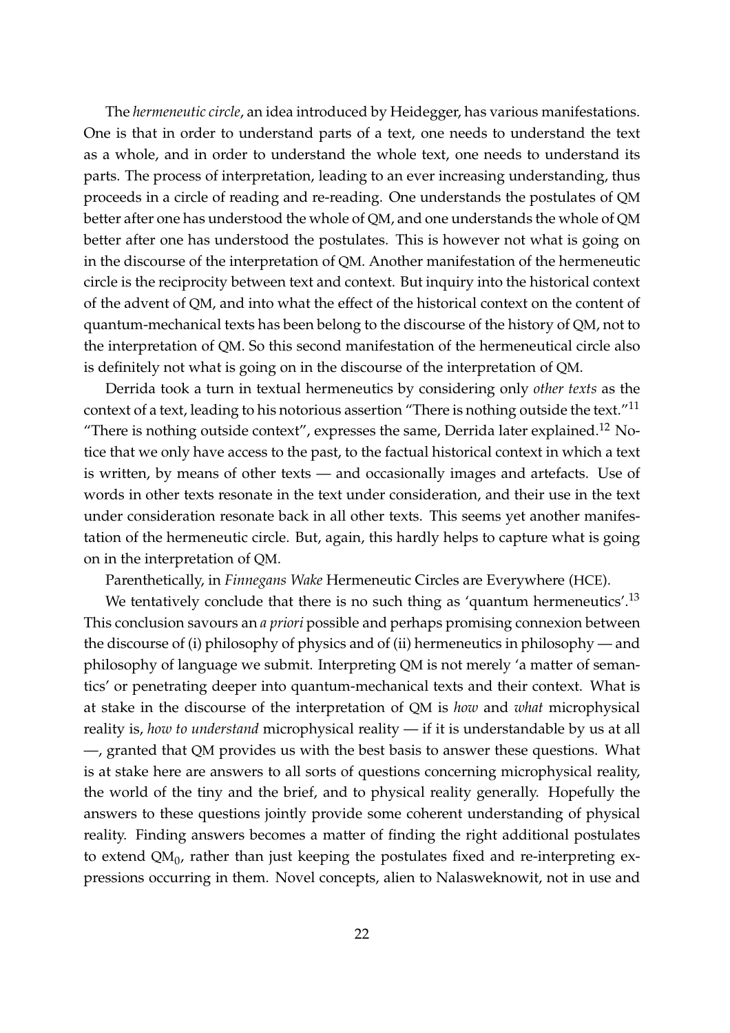The *hermeneutic circle*, an idea introduced by Heidegger, has various manifestations. One is that in order to understand parts of a text, one needs to understand the text as a whole, and in order to understand the whole text, one needs to understand its parts. The process of interpretation, leading to an ever increasing understanding, thus proceeds in a circle of reading and re-reading. One understands the postulates of QM better after one has understood the whole of QM, and one understands the whole of QM better after one has understood the postulates. This is however not what is going on in the discourse of the interpretation of QM. Another manifestation of the hermeneutic circle is the reciprocity between text and context. But inquiry into the historical context of the advent of QM, and into what the effect of the historical context on the content of quantum-mechanical texts has been belong to the discourse of the history of QM, not to the interpretation of QM. So this second manifestation of the hermeneutical circle also is definitely not what is going on in the discourse of the interpretation of QM.

Derrida took a turn in textual hermeneutics by considering only *other texts* as the context of a text, leading to his notorious assertion "There is nothing outside the text."[11] "There is nothing outside context", expresses the same, Derrida later explained.[12] Notice that we only have access to the past, to the factual historical context in which a text is written, by means of other texts — and occasionally images and artefacts. Use of words in other texts resonate in the text under consideration, and their use in the text under consideration resonate back in all other texts. This seems yet another manifestation of the hermeneutic circle. But, again, this hardly helps to capture what is going on in the interpretation of QM.

Parenthetically, in *Finnegans Wake* Hermeneutic Circles are Everywhere (HCE).

We tentatively conclude that there is no such thing as 'quantum hermeneutics'.[13] This conclusion savours an *a priori* possible and perhaps promising connexion between the discourse of (i) philosophy of physics and of (ii) hermeneutics in philosophy — and philosophy of language we submit. Interpreting QM is not merely 'a matter of semantics' or penetrating deeper into quantum-mechanical texts and their context. What is at stake in the discourse of the interpretation of QM is *how* and *what* microphysical reality is, *how to understand* microphysical reality — if it is understandable by us at all —, granted that QM provides us with the best basis to answer these questions. What is at stake here are answers to all sorts of questions concerning microphysical reality, the world of the tiny and the brief, and to physical reality generally. Hopefully the answers to these questions jointly provide some coherent understanding of physical reality. Finding answers becomes a matter of finding the right additional postulates to extend $\text{QM}_0$, rather than just keeping the postulates fixed and re-interpreting expressions occurring in them. Novel concepts, alien to Nalasweknowit, not in use and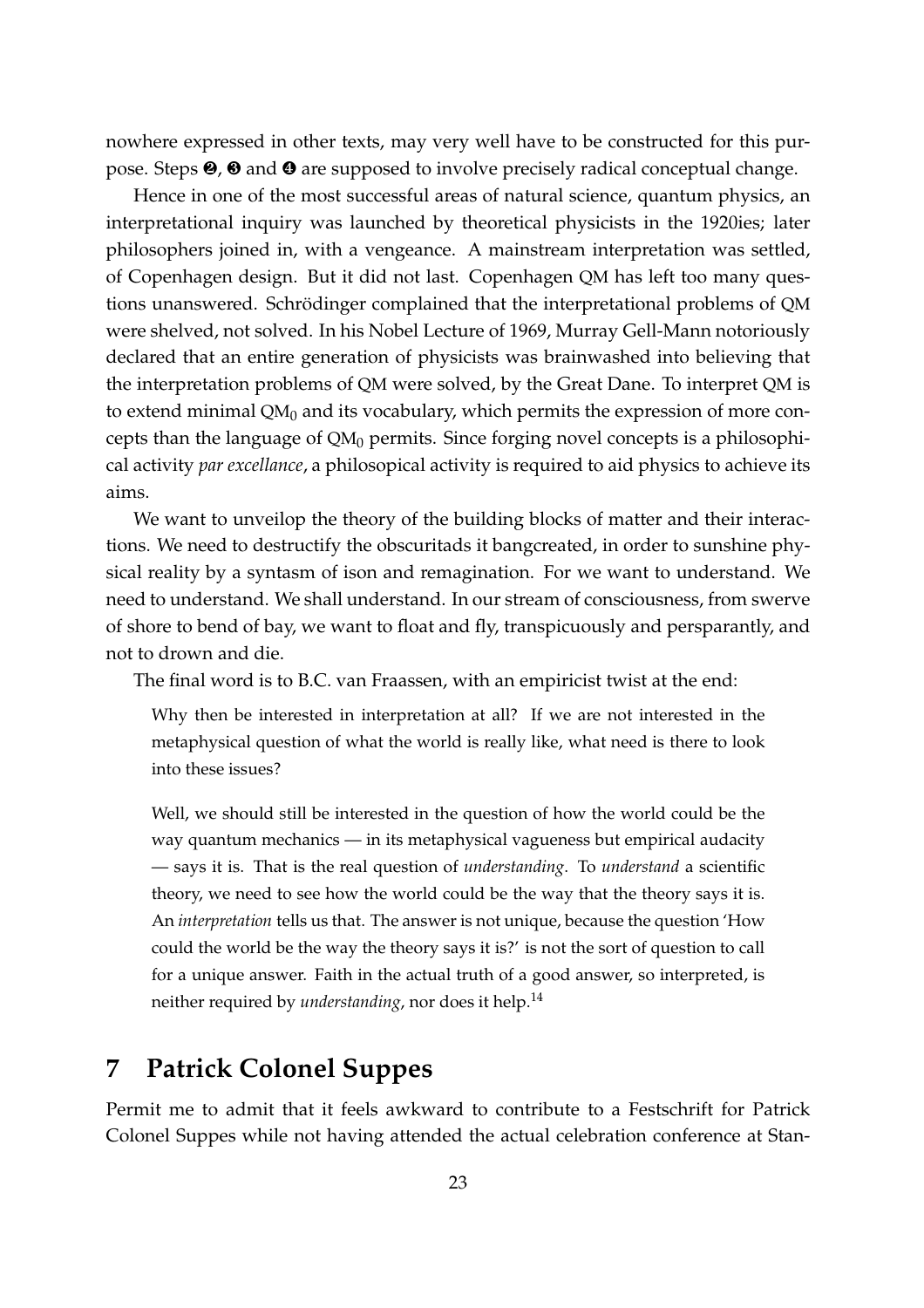nowhere expressed in other texts, may very well have to be constructed for this purpose. Steps ❷, ❸ and ❹ are supposed to involve precisely radical conceptual change.

Hence in one of the most successful areas of natural science, quantum physics, an interpretational inquiry was launched by theoretical physicists in the 1920ies; later philosophers joined in, with a vengeance. A mainstream interpretation was settled, of Copenhagen design. But it did not last. Copenhagen QM has left too many questions unanswered. Schrödinger complained that the interpretational problems of QM were shelved, not solved. In his Nobel Lecture of 1969, Murray Gell-Mann notoriously declared that an entire generation of physicists was brainwashed into believing that the interpretation problems of QM were solved, by the Great Dane. To interpret QM is to extend minimal $QM_0$ and its vocabulary, which permits the expression of more concepts than the language of $QM_0$ permits. Since forging novel concepts is a philosophical activity *par excellance*, a philosopical activity is required to aid physics to achieve its aims.

We want to unveilop the theory of the building blocks of matter and their interactions. We need to destructify the obscuritads it bangcreated, in order to sunshine physical reality by a syntasm of ison and remagination. For we want to understand. We need to understand. We shall understand. In our stream of consciousness, from swerve of shore to bend of bay, we want to float and fly, transpicuously and persparantly, and not to drown and die.

The final word is to B.C. van Fraassen, with an empiricist twist at the end:

> Why then be interested in interpretation at all? If we are not interested in the metaphysical question of what the world is really like, what need is there to look into these issues?
>
> Well, we should still be interested in the question of how the world could be the way quantum mechanics — in its metaphysical vagueness but empirical audacity — says it is. That is the real question of *understanding*. To *understand* a scientific theory, we need to see how the world could be the way that the theory says it is. An *interpretation* tells us that. The answer is not unique, because the question 'How could the world be the way the theory says it is?' is not the sort of question to call for a unique answer. Faith in the actual truth of a good answer, so interpreted, is neither required by *understanding*, nor does it help.[14]

## 7 Patrick Colonel Suppes

Permit me to admit that it feels awkward to contribute to a Festschrift for Patrick Colonel Suppes while not having attended the actual celebration conference at Stan-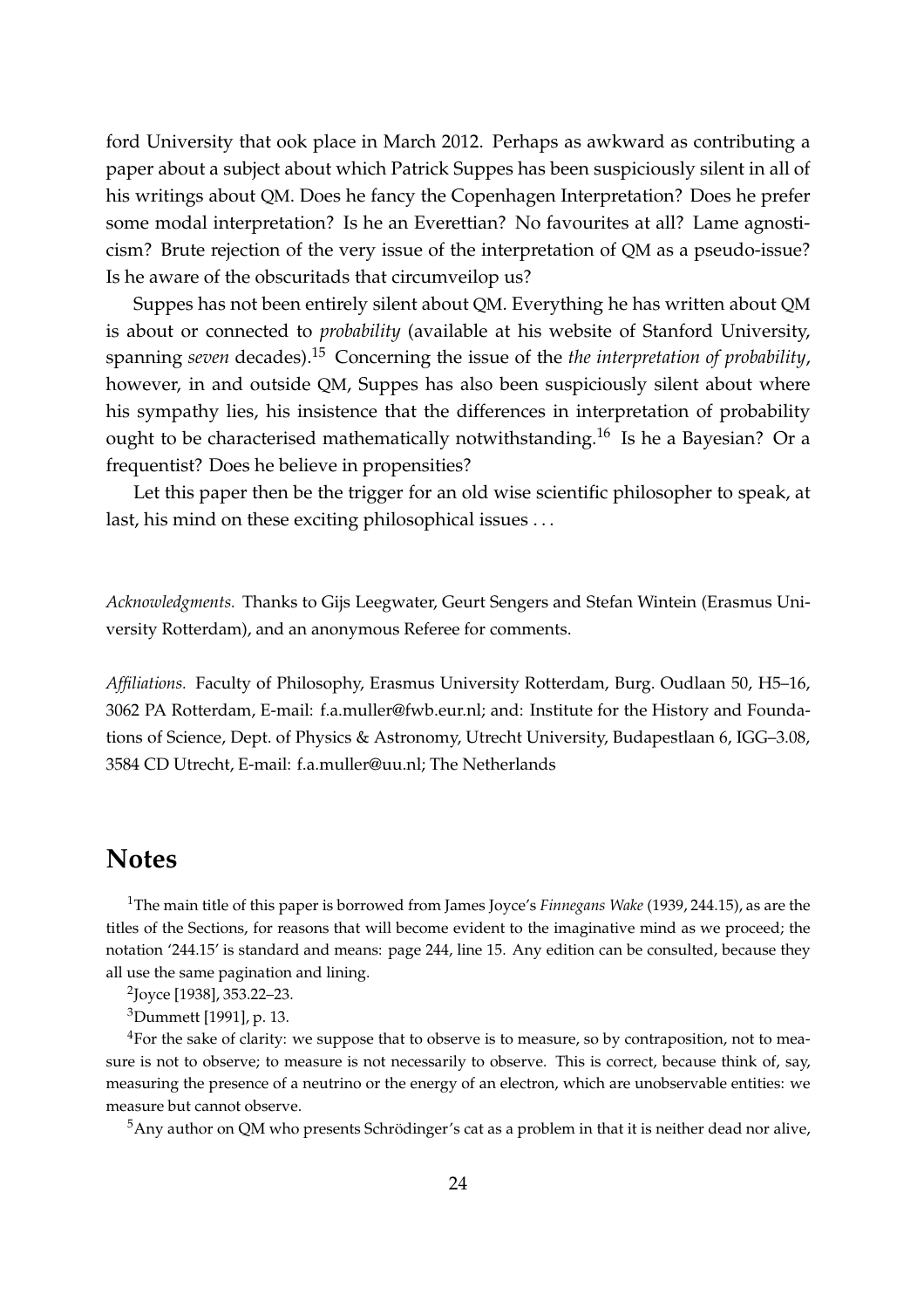ford University that ook place in March 2012. Perhaps as awkward as contributing a paper about a subject about which Patrick Suppes has been suspiciously silent in all of his writings about QM. Does he fancy the Copenhagen Interpretation? Does he prefer some modal interpretation? Is he an Everettian? No favourites at all? Lame agnosticism? Brute rejection of the very issue of the interpretation of QM as a pseudo-issue? Is he aware of the obscuritads that circumveilop us?

Suppes has not been entirely silent about QM. Everything he has written about QM is about or connected to *probability* (available at his website of Stanford University, spanning *seven* decades).[15] Concerning the issue of the *the interpretation of probability*, however, in and outside QM, Suppes has also been suspiciously silent about where his sympathy lies, his insistence that the differences in interpretation of probability ought to be characterised mathematically notwithstanding.[16] Is he a Bayesian? Or a frequentist? Does he believe in propensities?

Let this paper then be the trigger for an old wise scientific philosopher to speak, at last, his mind on these exciting philosophical issues . . .

*Acknowledgments.* Thanks to Gijs Leegwater, Geurt Sengers and Stefan Wintein (Erasmus University Rotterdam), and an anonymous Referee for comments.

*Affiliations.* Faculty of Philosophy, Erasmus University Rotterdam, Burg. Oudlaan 50, H5–16, 3062 PA Rotterdam, E-mail: f.a.muller@fwb.eur.nl; and: Institute for the History and Foundations of Science, Dept. of Physics & Astronomy, Utrecht University, Budapestlaan 6, IGG–3.08, 3584 CD Utrecht, E-mail: f.a.muller@uu.nl; The Netherlands

# Notes

[1]The main title of this paper is borrowed from James Joyce's *Finnegans Wake* (1939, 244.15), as are the titles of the Sections, for reasons that will become evident to the imaginative mind as we proceed; the notation '244.15' is standard and means: page 244, line 15. Any edition can be consulted, because they all use the same pagination and lining.

[2]Joyce [1938], 353.22–23.

[3]Dummett [1991], p. 13.

[4]For the sake of clarity: we suppose that to observe is to measure, so by contraposition, not to measure is not to observe; to measure is not necessarily to observe. This is correct, because think of, say, measuring the presence of a neutrino or the energy of an electron, which are unobservable entities: we measure but cannot observe.

[5]Any author on QM who presents Schrödinger's cat as a problem in that it is neither dead nor alive,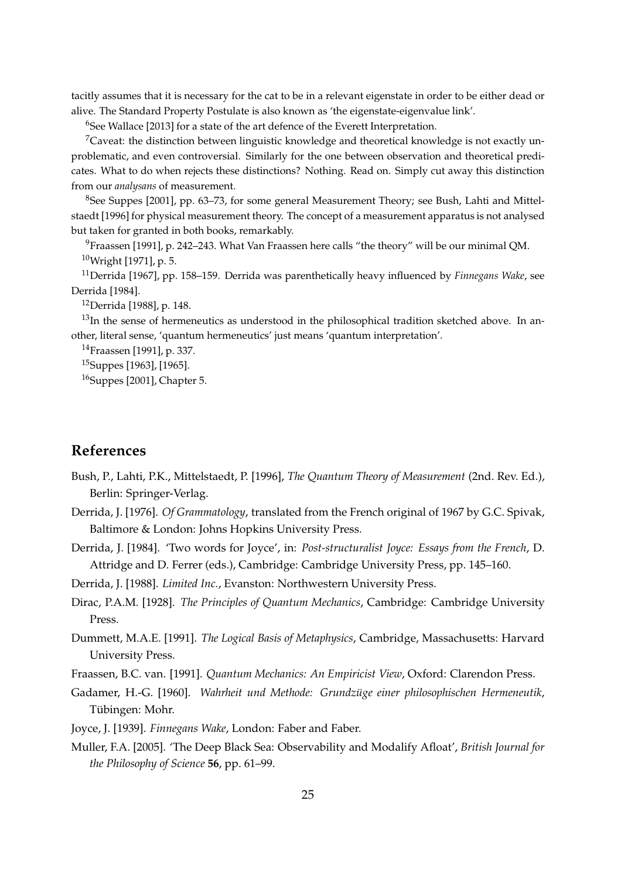tacitly assumes that it is necessary for the cat to be in a relevant eigenstate in order to be either dead or alive. The Standard Property Postulate is also known as 'the eigenstate-eigenvalue link'.

[6]See Wallace [2013] for a state of the art defence of the Everett Interpretation.

[7]Caveat: the distinction between linguistic knowledge and theoretical knowledge is not exactly unproblematic, and even controversial. Similarly for the one between observation and theoretical predicates. What to do when rejects these distinctions? Nothing. Read on. Simply cut away this distinction from our *analysans* of measurement.

[8]See Suppes [2001], pp. 63–73, for some general Measurement Theory; see Bush, Lahti and Mittelstaedt [1996] for physical measurement theory. The concept of a measurement apparatus is not analysed but taken for granted in both books, remarkably.

[9]Fraassen [1991], p. 242–243. What Van Fraassen here calls "the theory" will be our minimal QM.

[10]Wright [1971], p. 5.

[11]Derrida [1967], pp. 158–159. Derrida was parenthetically heavy influenced by *Finnegans Wake*, see Derrida [1984].

[12]Derrida [1988], p. 148.

[13]In the sense of hermeneutics as understood in the philosophical tradition sketched above. In another, literal sense, 'quantum hermeneutics' just means 'quantum interpretation'.

[14]Fraassen [1991], p. 337.

[15]Suppes [1963], [1965].

[16]Suppes [2001], Chapter 5.

## References

Bush, P., Lahti, P.K., Mittelstaedt, P. [1996], *The Quantum Theory of Measurement* (2nd. Rev. Ed.), Berlin: Springer-Verlag.

Derrida, J. [1976]. *Of Grammatology*, translated from the French original of 1967 by G.C. Spivak, Baltimore & London: Johns Hopkins University Press.

Derrida, J. [1984]. 'Two words for Joyce', in: *Post-structuralist Joyce: Essays from the French*, D. Attridge and D. Ferrer (eds.), Cambridge: Cambridge University Press, pp. 145–160.

Derrida, J. [1988]. *Limited Inc.*, Evanston: Northwestern University Press.

Dirac, P.A.M. [1928]. *The Principles of Quantum Mechanics*, Cambridge: Cambridge University Press.

Dummett, M.A.E. [1991]. *The Logical Basis of Metaphysics*, Cambridge, Massachusetts: Harvard University Press.

Fraassen, B.C. van. [1991]. *Quantum Mechanics: An Empiricist View*, Oxford: Clarendon Press.

Gadamer, H.-G. [1960]. *Wahrheit und Methode: Grundzüge einer philosophischen Hermeneutik*, Tübingen: Mohr.

Joyce, J. [1939]. *Finnegans Wake*, London: Faber and Faber.

Muller, F.A. [2005]. 'The Deep Black Sea: Observability and Modalify Afloat', *British Journal for the Philosophy of Science* **56**, pp. 61–99.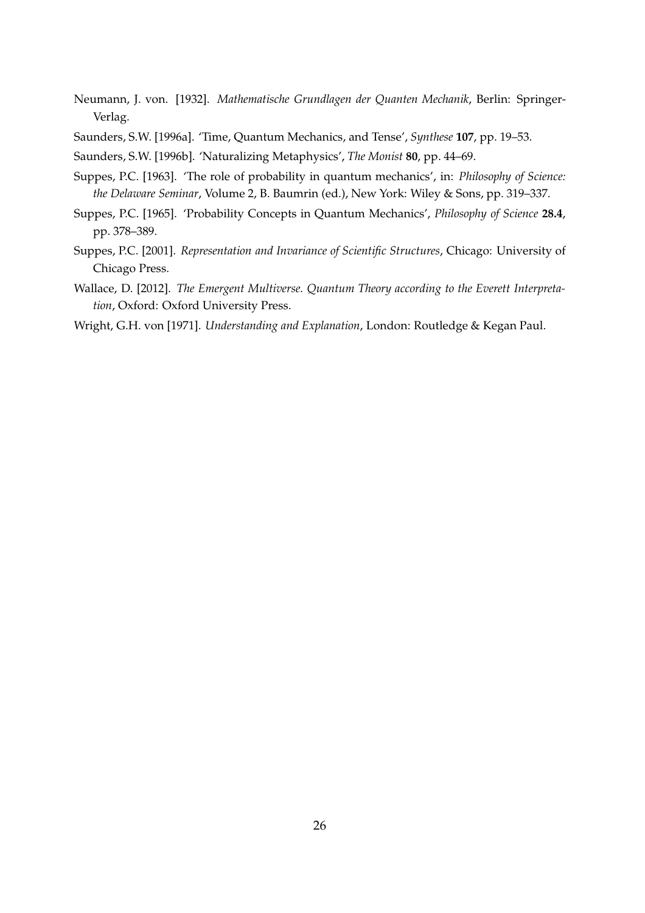Neumann, J. von. [1932]. *Mathematische Grundlagen der Quanten Mechanik*, Berlin: Springer-Verlag.

Saunders, S.W. [1996a]. 'Time, Quantum Mechanics, and Tense', *Synthese* **107**, pp. 19–53.

Saunders, S.W. [1996b]. 'Naturalizing Metaphysics', *The Monist* **80**, pp. 44–69.

Suppes, P.C. [1963]. 'The role of probability in quantum mechanics', in: *Philosophy of Science: the Delaware Seminar*, Volume 2, B. Baumrin (ed.), New York: Wiley & Sons, pp. 319–337.

Suppes, P.C. [1965]. 'Probability Concepts in Quantum Mechanics', *Philosophy of Science* **28.4**, pp. 378–389.

Suppes, P.C. [2001]. *Representation and Invariance of Scientific Structures*, Chicago: University of Chicago Press.

Wallace, D. [2012]. *The Emergent Multiverse. Quantum Theory according to the Everett Interpretation*, Oxford: Oxford University Press.

Wright, G.H. von [1971]. *Understanding and Explanation*, London: Routledge & Kegan Paul.